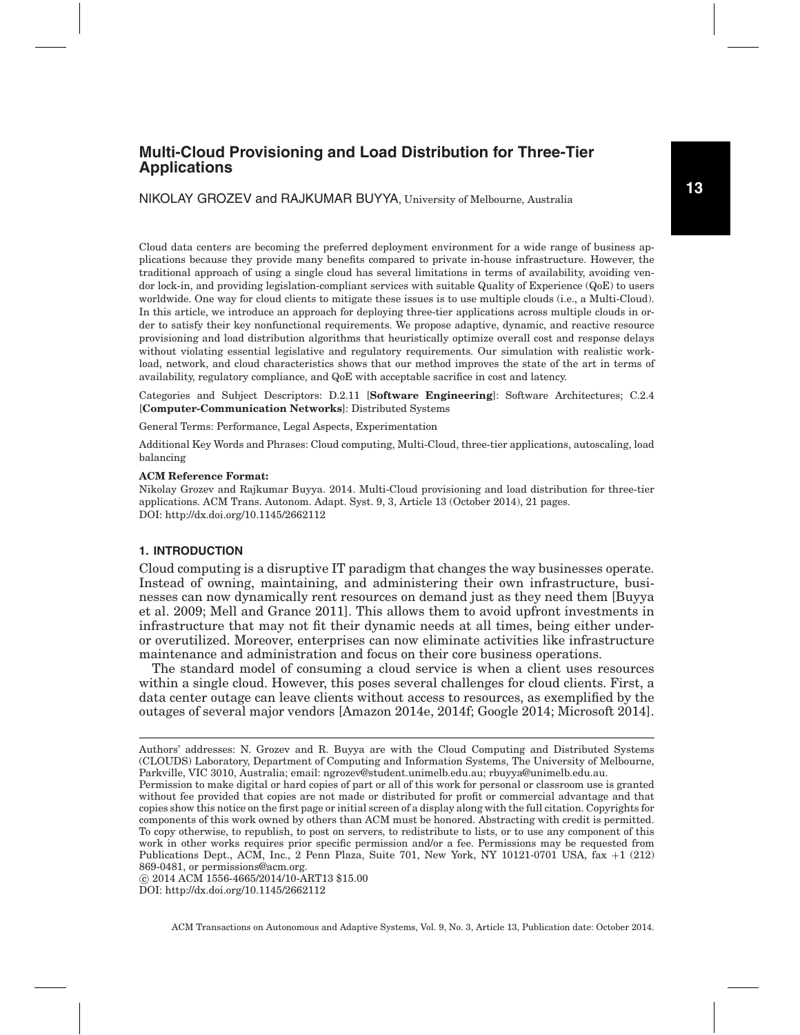# Multi-Cloud Provisioning and Load Distribution for Three-Tier Applications

NIKOLAY GROZEV and RAJKUMAR BUYYA, University of Melbourne, Australia

Cloud data centers are becoming the preferred deployment environment for a wide range of business applications because they provide many benefits compared to private in-house infrastructure. However, the traditional approach of using a single cloud has several limitations in terms of availability, avoiding vendor lock-in, and providing legislation-compliant services with suitable Quality of Experience (QoE) to users worldwide. One way for cloud clients to mitigate these issues is to use multiple clouds (i.e., a Multi-Cloud). In this article, we introduce an approach for deploying three-tier applications across multiple clouds in order to satisfy their key nonfunctional requirements. We propose adaptive, dynamic, and reactive resource provisioning and load distribution algorithms that heuristically optimize overall cost and response delays without violating essential legislative and regulatory requirements. Our simulation with realistic workload, network, and cloud characteristics shows that our method improves the state of the art in terms of availability, regulatory compliance, and QoE with acceptable sacrifice in cost and latency.

Categories and Subject Descriptors: D.2.11 [**Software Engineering**]: Software Architectures; C.2.4 [**Computer-Communication Networks**]: Distributed Systems

General Terms: Performance, Legal Aspects, Experimentation

Additional Key Words and Phrases: Cloud computing, Multi-Cloud, three-tier applications, autoscaling, load balancing

**ACM Reference Format:**

Nikolay Grozev and Rajkumar Buyya. 2014. Multi-Cloud provisioning and load distribution for three-tier applications. ACM Trans. Autonom. Adapt. Syst. 9, 3, Article 13 (October 2014), 21 pages.
DOI: http://dx.doi.org/10.1145/2662112

## 1. INTRODUCTION

Cloud computing is a disruptive IT paradigm that changes the way businesses operate. Instead of owning, maintaining, and administering their own infrastructure, businesses can now dynamically rent resources on demand just as they need them [Buyya et al. 2009; Mell and Grance 2011]. This allows them to avoid upfront investments in infrastructure that may not fit their dynamic needs at all times, being either under- or overutilized. Moreover, enterprises can now eliminate activities like infrastructure maintenance and administration and focus on their core business operations.

The standard model of consuming a cloud service is when a client uses resources within a single cloud. However, this poses several challenges for cloud clients. First, a data center outage can leave clients without access to resources, as exemplified by the outages of several major vendors [Amazon 2014e, 2014f; Google 2014; Microsoft 2014].

---

Authors' addresses: N. Grozev and R. Buyya are with the Cloud Computing and Distributed Systems (CLOUDS) Laboratory, Department of Computing and Information Systems, The University of Melbourne, Parkville, VIC 3010, Australia; email: ngrozev@student.unimelb.edu.au; rbuyya@unimelb.edu.au.

Permission to make digital or hard copies of part or all of this work for personal or classroom use is granted without fee provided that copies are not made or distributed for profit or commercial advantage and that copies show this notice on the first page or initial screen of a display along with the full citation. Copyrights for components of this work owned by others than ACM must be honored. Abstracting with credit is permitted. To copy otherwise, to republish, to post on servers, to redistribute to lists, or to use any component of this work in other works requires prior specific permission and/or a fee. Permissions may be requested from Publications Dept., ACM, Inc., 2 Penn Plaza, Suite 701, New York, NY 10121-0701 USA, fax +1 (212) 869-0481, or permissions@acm.org.

© 2014 ACM 1556-4665/2014/10-ART13 $15.00

DOI: http://dx.doi.org/10.1145/2662112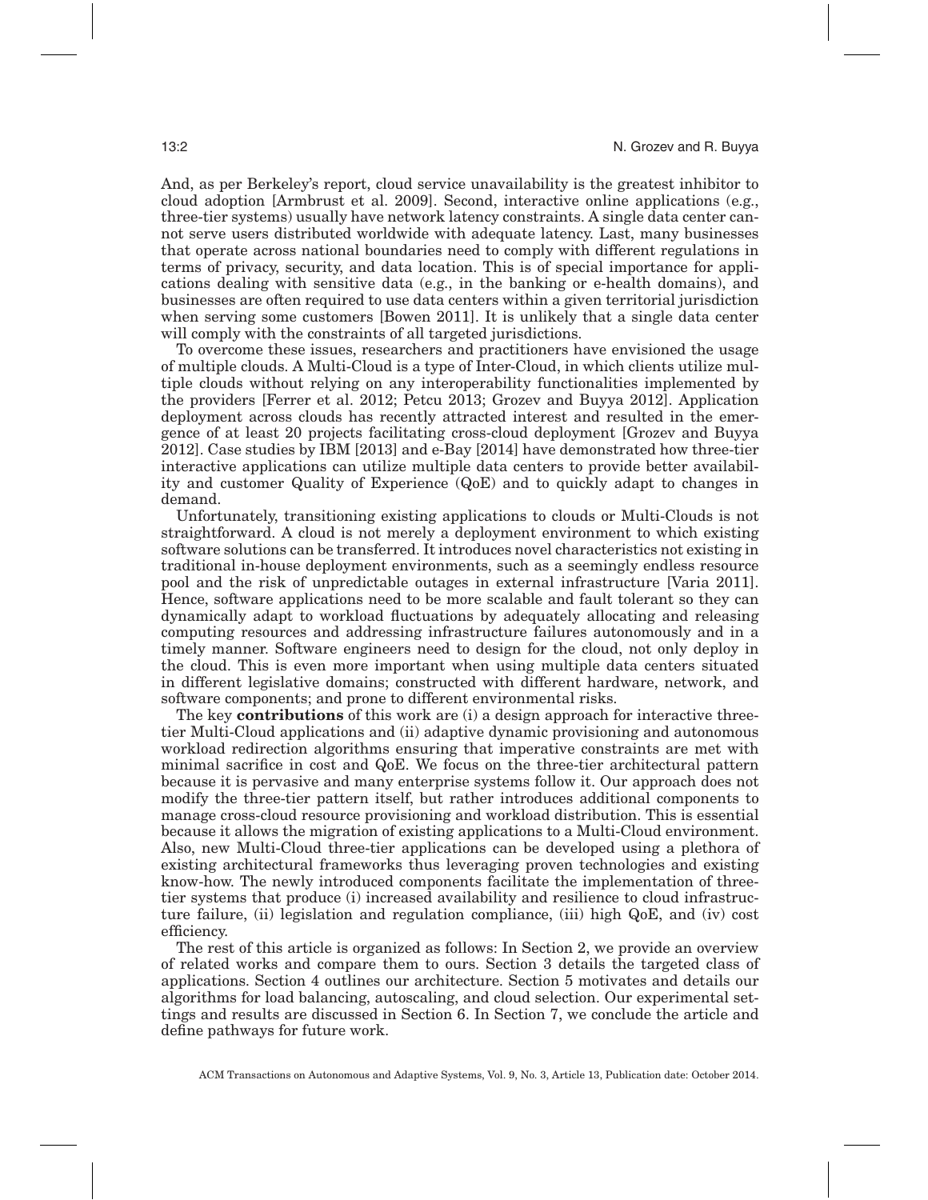And, as per Berkeley's report, cloud service unavailability is the greatest inhibitor to cloud adoption [Armbrust et al. 2009]. Second, interactive online applications (e.g., three-tier systems) usually have network latency constraints. A single data center cannot serve users distributed worldwide with adequate latency. Last, many businesses that operate across national boundaries need to comply with different regulations in terms of privacy, security, and data location. This is of special importance for applications dealing with sensitive data (e.g., in the banking or e-health domains), and businesses are often required to use data centers within a given territorial jurisdiction when serving some customers [Bowen 2011]. It is unlikely that a single data center will comply with the constraints of all targeted jurisdictions.

To overcome these issues, researchers and practitioners have envisioned the usage of multiple clouds. A Multi-Cloud is a type of Inter-Cloud, in which clients utilize multiple clouds without relying on any interoperability functionalities implemented by the providers [Ferrer et al. 2012; Petcu 2013; Grozev and Buyya 2012]. Application deployment across clouds has recently attracted interest and resulted in the emergence of at least 20 projects facilitating cross-cloud deployment [Grozev and Buyya 2012]. Case studies by IBM [2013] and e-Bay [2014] have demonstrated how three-tier interactive applications can utilize multiple data centers to provide better availability and customer Quality of Experience (QoE) and to quickly adapt to changes in demand.

Unfortunately, transitioning existing applications to clouds or Multi-Clouds is not straightforward. A cloud is not merely a deployment environment to which existing software solutions can be transferred. It introduces novel characteristics not existing in traditional in-house deployment environments, such as a seemingly endless resource pool and the risk of unpredictable outages in external infrastructure [Varia 2011]. Hence, software applications need to be more scalable and fault tolerant so they can dynamically adapt to workload fluctuations by adequately allocating and releasing computing resources and addressing infrastructure failures autonomously and in a timely manner. Software engineers need to design for the cloud, not only deploy in the cloud. This is even more important when using multiple data centers situated in different legislative domains; constructed with different hardware, network, and software components; and prone to different environmental risks.

The key **contributions** of this work are (i) a design approach for interactive three-tier Multi-Cloud applications and (ii) adaptive dynamic provisioning and autonomous workload redirection algorithms ensuring that imperative constraints are met with minimal sacrifice in cost and QoE. We focus on the three-tier architectural pattern because it is pervasive and many enterprise systems follow it. Our approach does not modify the three-tier pattern itself, but rather introduces additional components to manage cross-cloud resource provisioning and workload distribution. This is essential because it allows the migration of existing applications to a Multi-Cloud environment. Also, new Multi-Cloud three-tier applications can be developed using a plethora of existing architectural frameworks thus leveraging proven technologies and existing know-how. The newly introduced components facilitate the implementation of three-tier systems that produce (i) increased availability and resilience to cloud infrastructure failure, (ii) legislation and regulation compliance, (iii) high QoE, and (iv) cost efficiency.

The rest of this article is organized as follows: In Section 2, we provide an overview of related works and compare them to ours. Section 3 details the targeted class of applications. Section 4 outlines our architecture. Section 5 motivates and details our algorithms for load balancing, autoscaling, and cloud selection. Our experimental settings and results are discussed in Section 6. In Section 7, we conclude the article and define pathways for future work.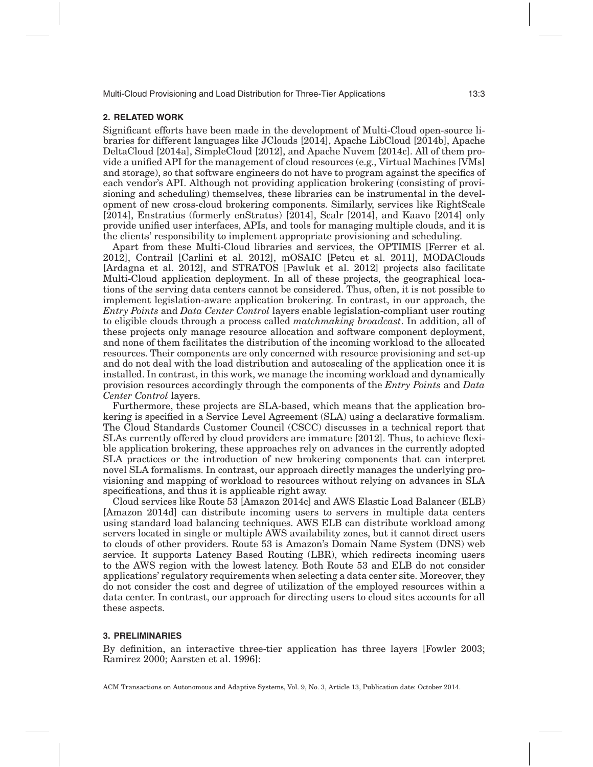## 2. RELATED WORK

Significant efforts have been made in the development of Multi-Cloud open-source libraries for different languages like JClouds [2014], Apache LibCloud [2014b], Apache DeltaCloud [2014a], SimpleCloud [2012], and Apache Nuvem [2014c]. All of them provide a unified API for the management of cloud resources (e.g., Virtual Machines [VMs] and storage), so that software engineers do not have to program against the specifics of each vendor's API. Although not providing application brokering (consisting of provisioning and scheduling) themselves, these libraries can be instrumental in the development of new cross-cloud brokering components. Similarly, services like RightScale [2014], Enstratius (formerly enStratus) [2014], Scalr [2014], and Kaavo [2014] only provide unified user interfaces, APIs, and tools for managing multiple clouds, and it is the clients' responsibility to implement appropriate provisioning and scheduling.

Apart from these Multi-Cloud libraries and services, the OPTIMIS [Ferrer et al. 2012], Contrail [Carlini et al. 2012], mOSAIC [Petcu et al. 2011], MODAClouds [Ardagna et al. 2012], and STRATOS [Pawluk et al. 2012] projects also facilitate Multi-Cloud application deployment. In all of these projects, the geographical locations of the serving data centers cannot be considered. Thus, often, it is not possible to implement legislation-aware application brokering. In contrast, in our approach, the *Entry Points* and *Data Center Control* layers enable legislation-compliant user routing to eligible clouds through a process called *matchmaking broadcast*. In addition, all of these projects only manage resource allocation and software component deployment, and none of them facilitates the distribution of the incoming workload to the allocated resources. Their components are only concerned with resource provisioning and set-up and do not deal with the load distribution and autoscaling of the application once it is installed. In contrast, in this work, we manage the incoming workload and dynamically provision resources accordingly through the components of the *Entry Points* and *Data Center Control* layers.

Furthermore, these projects are SLA-based, which means that the application brokering is specified in a Service Level Agreement (SLA) using a declarative formalism. The Cloud Standards Customer Council (CSCC) discusses in a technical report that SLAs currently offered by cloud providers are immature [2012]. Thus, to achieve flexible application brokering, these approaches rely on advances in the currently adopted SLA practices or the introduction of new brokering components that can interpret novel SLA formalisms. In contrast, our approach directly manages the underlying provisioning and mapping of workload to resources without relying on advances in SLA specifications, and thus it is applicable right away.

Cloud services like Route 53 [Amazon 2014c] and AWS Elastic Load Balancer (ELB) [Amazon 2014d] can distribute incoming users to servers in multiple data centers using standard load balancing techniques. AWS ELB can distribute workload among servers located in single or multiple AWS availability zones, but it cannot direct users to clouds of other providers. Route 53 is Amazon's Domain Name System (DNS) web service. It supports Latency Based Routing (LBR), which redirects incoming users to the AWS region with the lowest latency. Both Route 53 and ELB do not consider applications' regulatory requirements when selecting a data center site. Moreover, they do not consider the cost and degree of utilization of the employed resources within a data center. In contrast, our approach for directing users to cloud sites accounts for all these aspects.

## 3. PRELIMINARIES

By definition, an interactive three-tier application has three layers [Fowler 2003; Ramirez 2000; Aarsten et al. 1996]: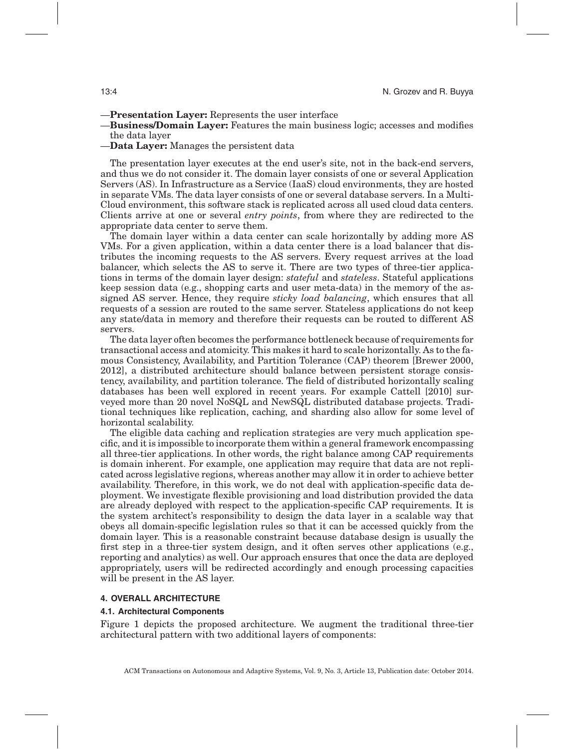—**Presentation Layer:** Represents the user interface
—**Business/Domain Layer:** Features the main business logic; accesses and modifies the data layer
—**Data Layer:** Manages the persistent data

The presentation layer executes at the end user's site, not in the back-end servers, and thus we do not consider it. The domain layer consists of one or several Application Servers (AS). In Infrastructure as a Service (IaaS) cloud environments, they are hosted in separate VMs. The data layer consists of one or several database servers. In a Multi-Cloud environment, this software stack is replicated across all used cloud data centers. Clients arrive at one or several *entry points*, from where they are redirected to the appropriate data center to serve them.

The domain layer within a data center can scale horizontally by adding more AS VMs. For a given application, within a data center there is a load balancer that distributes the incoming requests to the AS servers. Every request arrives at the load balancer, which selects the AS to serve it. There are two types of three-tier applications in terms of the domain layer design: *stateful* and *stateless*. Stateful applications keep session data (e.g., shopping carts and user meta-data) in the memory of the assigned AS server. Hence, they require *sticky load balancing*, which ensures that all requests of a session are routed to the same server. Stateless applications do not keep any state/data in memory and therefore their requests can be routed to different AS servers.

The data layer often becomes the performance bottleneck because of requirements for transactional access and atomicity. This makes it hard to scale horizontally. As to the famous Consistency, Availability, and Partition Tolerance (CAP) theorem [Brewer 2000, 2012], a distributed architecture should balance between persistent storage consistency, availability, and partition tolerance. The field of distributed horizontally scaling databases has been well explored in recent years. For example Cattell [2010] surveyed more than 20 novel NoSQL and NewSQL distributed database projects. Traditional techniques like replication, caching, and sharding also allow for some level of horizontal scalability.

The eligible data caching and replication strategies are very much application specific, and it is impossible to incorporate them within a general framework encompassing all three-tier applications. In other words, the right balance among CAP requirements is domain inherent. For example, one application may require that data are not replicated across legislative regions, whereas another may allow it in order to achieve better availability. Therefore, in this work, we do not deal with application-specific data deployment. We investigate flexible provisioning and load distribution provided the data are already deployed with respect to the application-specific CAP requirements. It is the system architect's responsibility to design the data layer in a scalable way that obeys all domain-specific legislation rules so that it can be accessed quickly from the domain layer. This is a reasonable constraint because database design is usually the first step in a three-tier system design, and it often serves other applications (e.g., reporting and analytics) as well. Our approach ensures that once the data are deployed appropriately, users will be redirected accordingly and enough processing capacities will be present in the AS layer.

## 4. OVERALL ARCHITECTURE

### 4.1. Architectural Components

Figure 1 depicts the proposed architecture. We augment the traditional three-tier architectural pattern with two additional layers of components: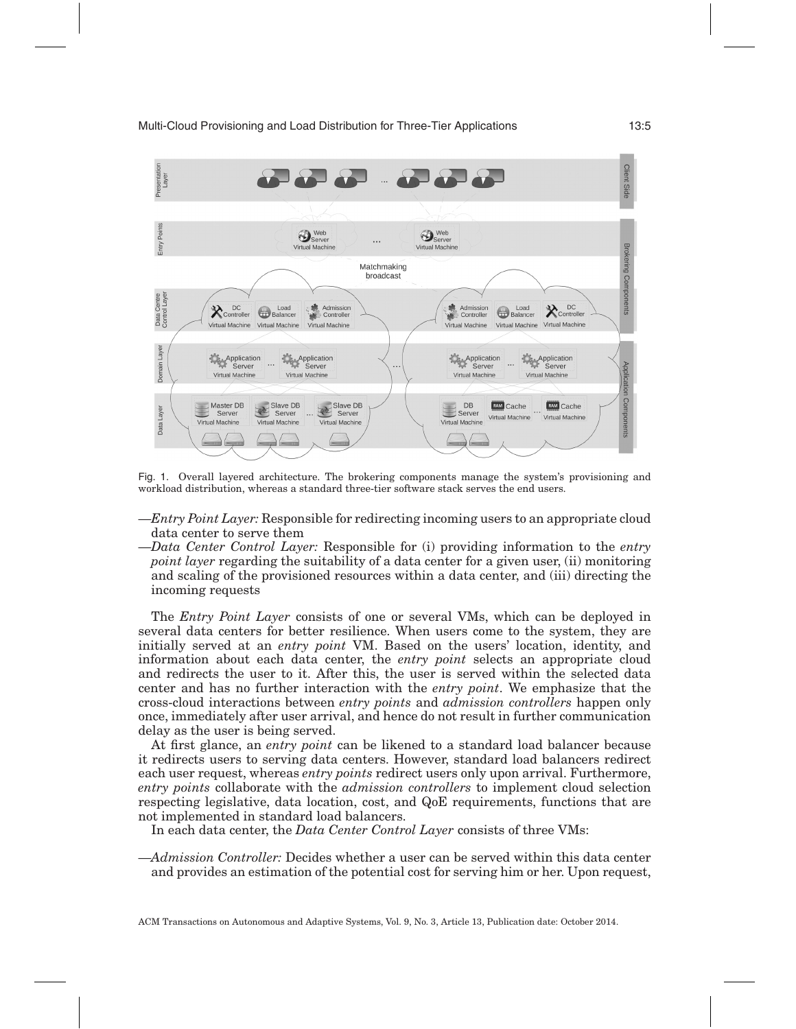Fig. 1. Overall layered architecture. The brokering components manage the system's provisioning and workload distribution, whereas a standard three-tier software stack serves the end users.

—*Entry Point Layer:* Responsible for redirecting incoming users to an appropriate cloud data center to serve them

—*Data Center Control Layer:* Responsible for (i) providing information to the *entry point layer* regarding the suitability of a data center for a given user, (ii) monitoring and scaling of the provisioned resources within a data center, and (iii) directing the incoming requests

The *Entry Point Layer* consists of one or several VMs, which can be deployed in several data centers for better resilience. When users come to the system, they are initially served at an *entry point* VM. Based on the users' location, identity, and information about each data center, the *entry point* selects an appropriate cloud and redirects the user to it. After this, the user is served within the selected data center and has no further interaction with the *entry point*. We emphasize that the cross-cloud interactions between *entry points* and *admission controllers* happen only once, immediately after user arrival, and hence do not result in further communication delay as the user is being served.

At first glance, an *entry point* can be likened to a standard load balancer because it redirects users to serving data centers. However, standard load balancers redirect each user request, whereas *entry points* redirect users only upon arrival. Furthermore, *entry points* collaborate with the *admission controllers* to implement cloud selection respecting legislative, data location, cost, and QoE requirements, functions that are not implemented in standard load balancers.

In each data center, the *Data Center Control Layer* consists of three VMs:

—*Admission Controller:* Decides whether a user can be served within this data center and provides an estimation of the potential cost for serving him or her. Upon request,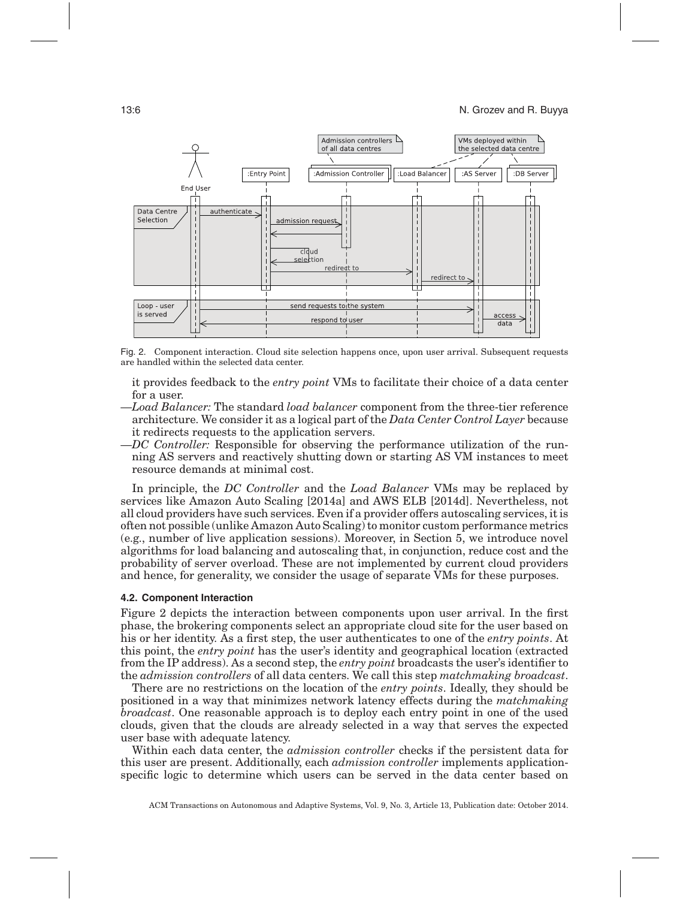Admission controllers of all data centres

VMs deployed within the selected data centre

End User

:Entry Point

:Admission Controller

:Load Balancer

:AS Server

:DB Server

Data Centre Selection

authenticate

admission request

cloud selection

redirect to

redirect to

Loop - user is served

send requests to the system

respond to user

access data

Fig. 2. Component interaction. Cloud site selection happens once, upon user arrival. Subsequent requests are handled within the selected data center.

it provides feedback to the *entry point* VMs to facilitate their choice of a data center for a user.

—*Load Balancer:* The standard *load balancer* component from the three-tier reference architecture. We consider it as a logical part of the *Data Center Control Layer* because it redirects requests to the application servers.

—*DC Controller:* Responsible for observing the performance utilization of the running AS servers and reactively shutting down or starting AS VM instances to meet resource demands at minimal cost.

In principle, the *DC Controller* and the *Load Balancer* VMs may be replaced by services like Amazon Auto Scaling [2014a] and AWS ELB [2014d]. Nevertheless, not all cloud providers have such services. Even if a provider offers autoscaling services, it is often not possible (unlike Amazon Auto Scaling) to monitor custom performance metrics (e.g., number of live application sessions). Moreover, in Section 5, we introduce novel algorithms for load balancing and autoscaling that, in conjunction, reduce cost and the probability of server overload. These are not implemented by current cloud providers and hence, for generality, we consider the usage of separate VMs for these purposes.

### 4.2. Component Interaction

Figure 2 depicts the interaction between components upon user arrival. In the first phase, the brokering components select an appropriate cloud site for the user based on his or her identity. As a first step, the user authenticates to one of the *entry points*. At this point, the *entry point* has the user's identity and geographical location (extracted from the IP address). As a second step, the *entry point* broadcasts the user's identifier to the *admission controllers* of all data centers. We call this step *matchmaking broadcast*.

There are no restrictions on the location of the *entry points*. Ideally, they should be positioned in a way that minimizes network latency effects during the *matchmaking broadcast*. One reasonable approach is to deploy each entry point in one of the used clouds, given that the clouds are already selected in a way that serves the expected user base with adequate latency.

Within each data center, the *admission controller* checks if the persistent data for this user are present. Additionally, each *admission controller* implements application-specific logic to determine which users can be served in the data center based on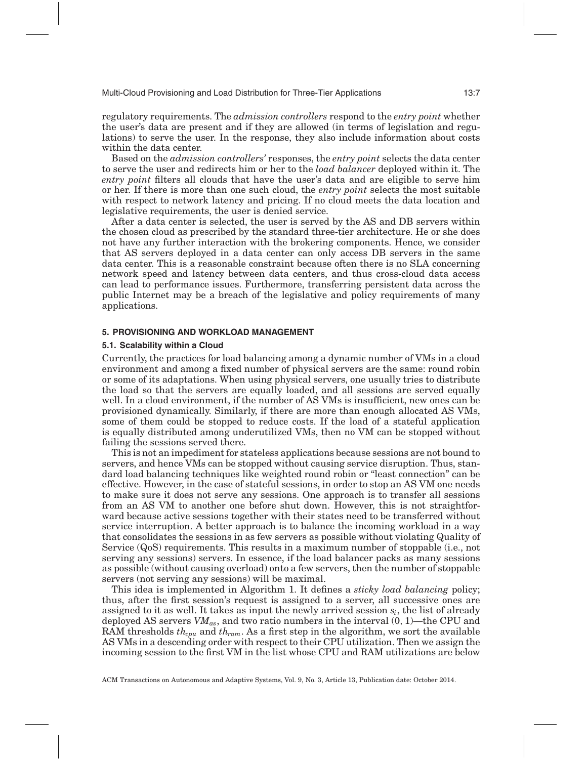regulatory requirements. The *admission controllers* respond to the *entry point* whether the user's data are present and if they are allowed (in terms of legislation and regulations) to serve the user. In the response, they also include information about costs within the data center.

Based on the *admission controllers'* responses, the *entry point* selects the data center to serve the user and redirects him or her to the *load balancer* deployed within it. The *entry point* filters all clouds that have the user's data and are eligible to serve him or her. If there is more than one such cloud, the *entry point* selects the most suitable with respect to network latency and pricing. If no cloud meets the data location and legislative requirements, the user is denied service.

After a data center is selected, the user is served by the AS and DB servers within the chosen cloud as prescribed by the standard three-tier architecture. He or she does not have any further interaction with the brokering components. Hence, we consider that AS servers deployed in a data center can only access DB servers in the same data center. This is a reasonable constraint because often there is no SLA concerning network speed and latency between data centers, and thus cross-cloud data access can lead to performance issues. Furthermore, transferring persistent data across the public Internet may be a breach of the legislative and policy requirements of many applications.

## 5. PROVISIONING AND WORKLOAD MANAGEMENT

### 5.1. Scalability within a Cloud

Currently, the practices for load balancing among a dynamic number of VMs in a cloud environment and among a fixed number of physical servers are the same: round robin or some of its adaptations. When using physical servers, one usually tries to distribute the load so that the servers are equally loaded, and all sessions are served equally well. In a cloud environment, if the number of AS VMs is insufficient, new ones can be provisioned dynamically. Similarly, if there are more than enough allocated AS VMs, some of them could be stopped to reduce costs. If the load of a stateful application is equally distributed among underutilized VMs, then no VM can be stopped without failing the sessions served there.

This is not an impediment for stateless applications because sessions are not bound to servers, and hence VMs can be stopped without causing service disruption. Thus, standard load balancing techniques like weighted round robin or "least connection" can be effective. However, in the case of stateful sessions, in order to stop an AS VM one needs to make sure it does not serve any sessions. One approach is to transfer all sessions from an AS VM to another one before shut down. However, this is not straightforward because active sessions together with their states need to be transferred without service interruption. A better approach is to balance the incoming workload in a way that consolidates the sessions in as few servers as possible without violating Quality of Service (QoS) requirements. This results in a maximum number of stoppable (i.e., not serving any sessions) servers. In essence, if the load balancer packs as many sessions as possible (without causing overload) onto a few servers, then the number of stoppable servers (not serving any sessions) will be maximal.

This idea is implemented in Algorithm 1. It defines a *sticky load balancing* policy; thus, after the first session's request is assigned to a server, all successive ones are assigned to it as well. It takes as input the newly arrived session $s_i$, the list of already deployed AS servers $VM_{as}$, and two ratio numbers in the interval $(0, 1)$—the CPU and RAM thresholds $th_{cpu}$ and $th_{ram}$. As a first step in the algorithm, we sort the available AS VMs in a descending order with respect to their CPU utilization. Then we assign the incoming session to the first VM in the list whose CPU and RAM utilizations are below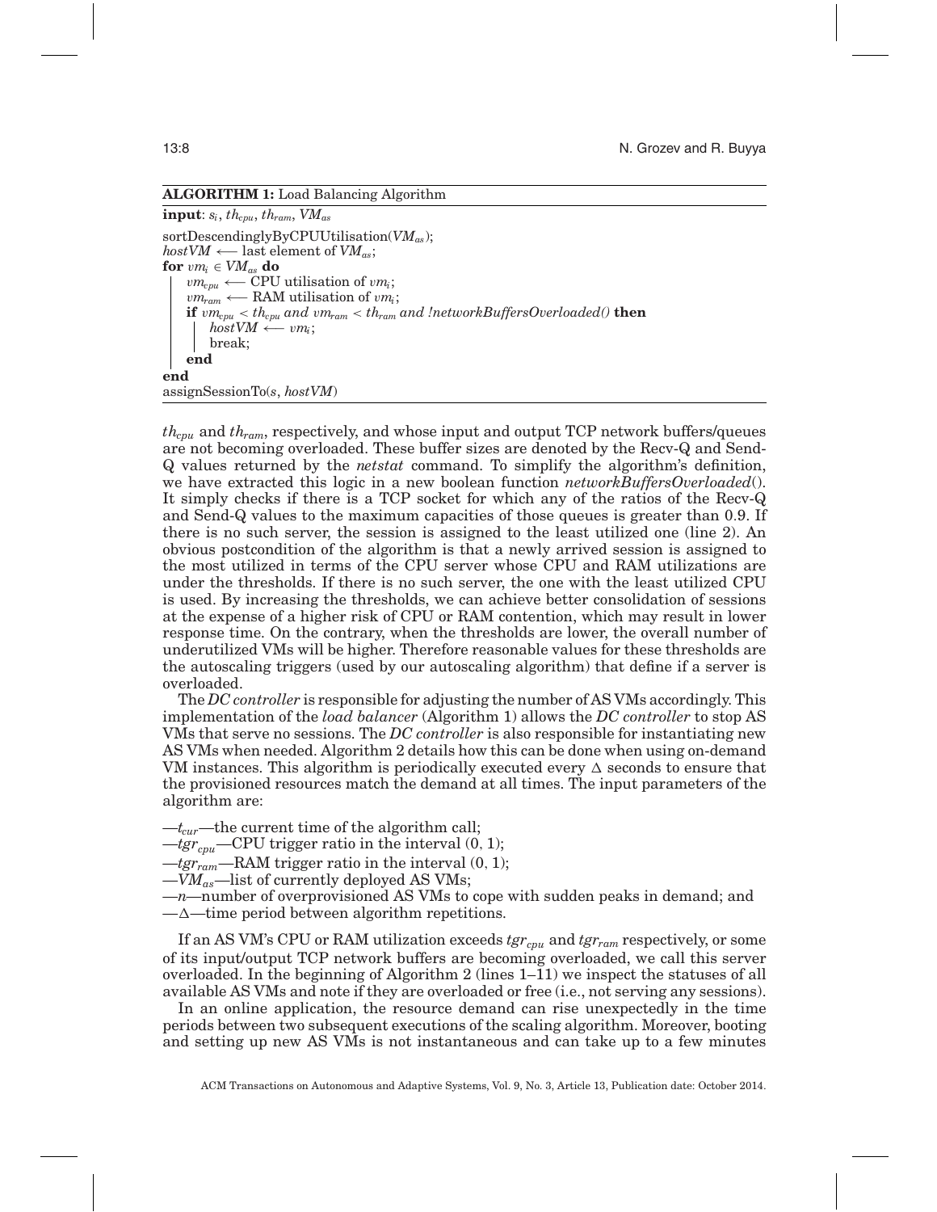**ALGORITHM 1:** Load Balancing Algorithm

**input**: $s_i$, $th_{cpu}$, $th_{ram}$, $VM_{as}$

```
sortDescendinglyByCPUUtilisation(VM_as);
hostVM ⟵ last element of VM_as;
for vm_i ∈ VM_as do
    vm_cpu ⟵ CPU utilisation of vm_i;
    vm_ram ⟵ RAM utilisation of vm_i;
    if vm_cpu < th_cpu and vm_ram < th_ram and !networkBuffersOverloaded() then
        hostVM ⟵ vm_i;
        break;
    end
end
assignSessionTo(s, hostVM)
```

$th_{cpu}$ and $th_{ram}$, respectively, and whose input and output TCP network buffers/queues are not becoming overloaded. These buffer sizes are denoted by the Recv-Q and Send-Q values returned by the *netstat* command. To simplify the algorithm's definition, we have extracted this logic in a new boolean function *networkBuffersOverloaded*(). It simply checks if there is a TCP socket for which any of the ratios of the Recv-Q and Send-Q values to the maximum capacities of those queues is greater than 0.9. If there is no such server, the session is assigned to the least utilized one (line 2). An obvious postcondition of the algorithm is that a newly arrived session is assigned to the most utilized in terms of the CPU server whose CPU and RAM utilizations are under the thresholds. If there is no such server, the one with the least utilized CPU is used. By increasing the thresholds, we can achieve better consolidation of sessions at the expense of a higher risk of CPU or RAM contention, which may result in lower response time. On the contrary, when the thresholds are lower, the overall number of underutilized VMs will be higher. Therefore reasonable values for these thresholds are the autoscaling triggers (used by our autoscaling algorithm) that define if a server is overloaded.

The *DC controller* is responsible for adjusting the number of AS VMs accordingly. This implementation of the *load balancer* (Algorithm 1) allows the *DC controller* to stop AS VMs that serve no sessions. The *DC controller* is also responsible for instantiating new AS VMs when needed. Algorithm 2 details how this can be done when using on-demand VM instances. This algorithm is periodically executed every $\Delta$ seconds to ensure that the provisioned resources match the demand at all times. The input parameters of the algorithm are:

—$t_{cur}$—the current time of the algorithm call;
—$tgr_{cpu}$—CPU trigger ratio in the interval $(0, 1)$;
—$tgr_{ram}$—RAM trigger ratio in the interval $(0, 1)$;
—$VM_{as}$—list of currently deployed AS VMs;
—$n$—number of overprovisioned AS VMs to cope with sudden peaks in demand; and
—$\Delta$—time period between algorithm repetitions.

If an AS VM's CPU or RAM utilization exceeds $tgr_{cpu}$ and $tgr_{ram}$ respectively, or some of its input/output TCP network buffers are becoming overloaded, we call this server overloaded. In the beginning of Algorithm 2 (lines 1–11) we inspect the statuses of all available AS VMs and note if they are overloaded or free (i.e., not serving any sessions).

In an online application, the resource demand can rise unexpectedly in the time periods between two subsequent executions of the scaling algorithm. Moreover, booting and setting up new AS VMs is not instantaneous and can take up to a few minutes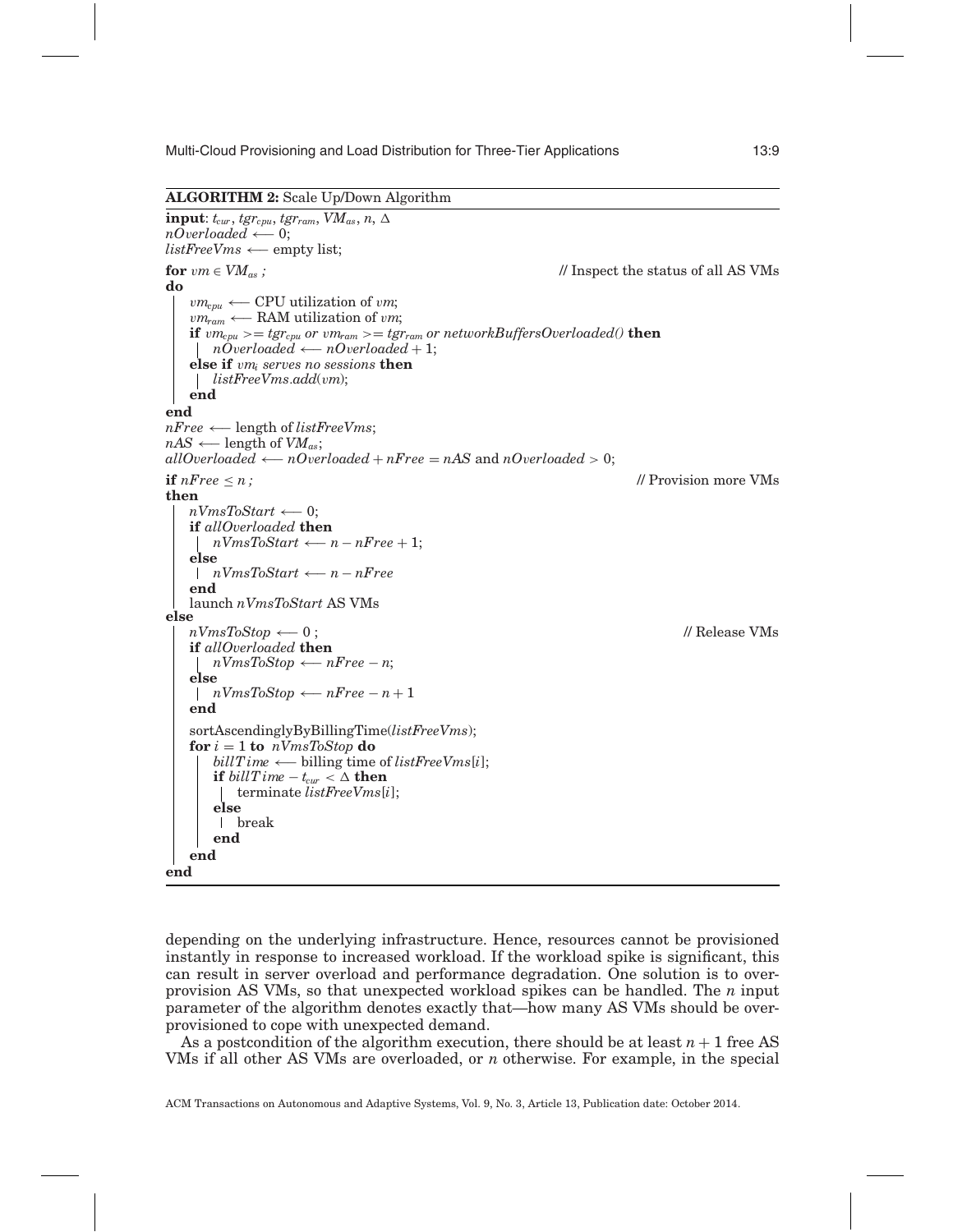**ALGORITHM 2:** Scale Up/Down Algorithm

```
input: t_cur, tgr_cpu, tgr_ram, VM_as, n, Δ
nOverloaded ⟵ 0;
listFreeVms ⟵ empty list;
for vm ∈ VM_as ;                                          // Inspect the status of all AS VMs
do
    vm_cpu ⟵ CPU utilization of vm;
    vm_ram ⟵ RAM utilization of vm;
    if vm_cpu >= tgr_cpu or vm_ram >= tgr_ram or networkBuffersOverloaded() then
        nOverloaded ⟵ nOverloaded + 1;
    else if vm_i serves no sessions then
        listFreeVms.add(vm);
    end
end
nFree ⟵ length of listFreeVms;
nAS ⟵ length of VM_as;
allOverloaded ⟵ nOverloaded + nFree = nAS and nOverloaded > 0;
if nFree ≤ n ;                                            // Provision more VMs
then
    nVmsToStart ⟵ 0;
    if allOverloaded then
        nVmsToStart ⟵ n − nFree + 1;
    else
        nVmsToStart ⟵ n − nFree
    end
    launch nVmsToStart AS VMs
else
    nVmsToStop ⟵ 0 ;                                      // Release VMs
    if allOverloaded then
        nVmsToStop ⟵ nFree − n;
    else
        nVmsToStop ⟵ nFree − n + 1
    end
    sortAscendinglyByBillingTime(listFreeVms);
    for i = 1 to nVmsToStop do
        billTime ⟵ billing time of listFreeVms[i];
        if billTime − t_cur < Δ then
            terminate listFreeVms[i];
        else
            break
        end
    end
end
```

depending on the underlying infrastructure. Hence, resources cannot be provisioned instantly in response to increased workload. If the workload spike is significant, this can result in server overload and performance degradation. One solution is to overprovision AS VMs, so that unexpected workload spikes can be handled. The $n$ input parameter of the algorithm denotes exactly that—how many AS VMs should be overprovisioned to cope with unexpected demand.

As a postcondition of the algorithm execution, there should be at least $n + 1$ free AS VMs if all other AS VMs are overloaded, or $n$ otherwise. For example, in the special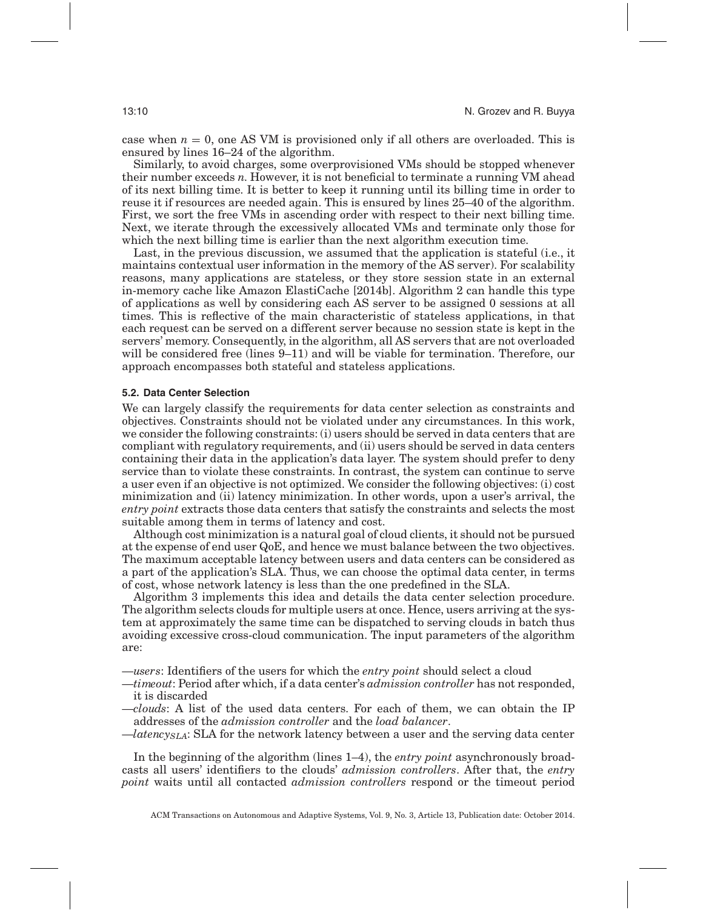case when $n = 0$, one AS VM is provisioned only if all others are overloaded. This is ensured by lines 16–24 of the algorithm.

Similarly, to avoid charges, some overprovisioned VMs should be stopped whenever their number exceeds $n$. However, it is not beneficial to terminate a running VM ahead of its next billing time. It is better to keep it running until its billing time in order to reuse it if resources are needed again. This is ensured by lines 25–40 of the algorithm. First, we sort the free VMs in ascending order with respect to their next billing time. Next, we iterate through the excessively allocated VMs and terminate only those for which the next billing time is earlier than the next algorithm execution time.

Last, in the previous discussion, we assumed that the application is stateful (i.e., it maintains contextual user information in the memory of the AS server). For scalability reasons, many applications are stateless, or they store session state in an external in-memory cache like Amazon ElastiCache [2014b]. Algorithm 2 can handle this type of applications as well by considering each AS server to be assigned 0 sessions at all times. This is reflective of the main characteristic of stateless applications, in that each request can be served on a different server because no session state is kept in the servers' memory. Consequently, in the algorithm, all AS servers that are not overloaded will be considered free (lines 9–11) and will be viable for termination. Therefore, our approach encompasses both stateful and stateless applications.

### 5.2. Data Center Selection

We can largely classify the requirements for data center selection as constraints and objectives. Constraints should not be violated under any circumstances. In this work, we consider the following constraints: (i) users should be served in data centers that are compliant with regulatory requirements, and (ii) users should be served in data centers containing their data in the application's data layer. The system should prefer to deny service than to violate these constraints. In contrast, the system can continue to serve a user even if an objective is not optimized. We consider the following objectives: (i) cost minimization and (ii) latency minimization. In other words, upon a user's arrival, the *entry point* extracts those data centers that satisfy the constraints and selects the most suitable among them in terms of latency and cost.

Although cost minimization is a natural goal of cloud clients, it should not be pursued at the expense of end user QoE, and hence we must balance between the two objectives. The maximum acceptable latency between users and data centers can be considered as a part of the application's SLA. Thus, we can choose the optimal data center, in terms of cost, whose network latency is less than the one predefined in the SLA.

Algorithm 3 implements this idea and details the data center selection procedure. The algorithm selects clouds for multiple users at once. Hence, users arriving at the system at approximately the same time can be dispatched to serving clouds in batch thus avoiding excessive cross-cloud communication. The input parameters of the algorithm are:

—*users*: Identifiers of the users for which the *entry point* should select a cloud
—*timeout*: Period after which, if a data center's *admission controller* has not responded, it is discarded
—*clouds*: A list of the used data centers. For each of them, we can obtain the IP addresses of the *admission controller* and the *load balancer*.
—$latency_{SLA}$: SLA for the network latency between a user and the serving data center

In the beginning of the algorithm (lines 1–4), the *entry point* asynchronously broadcasts all users' identifiers to the clouds' *admission controllers*. After that, the *entry point* waits until all contacted *admission controllers* respond or the timeout period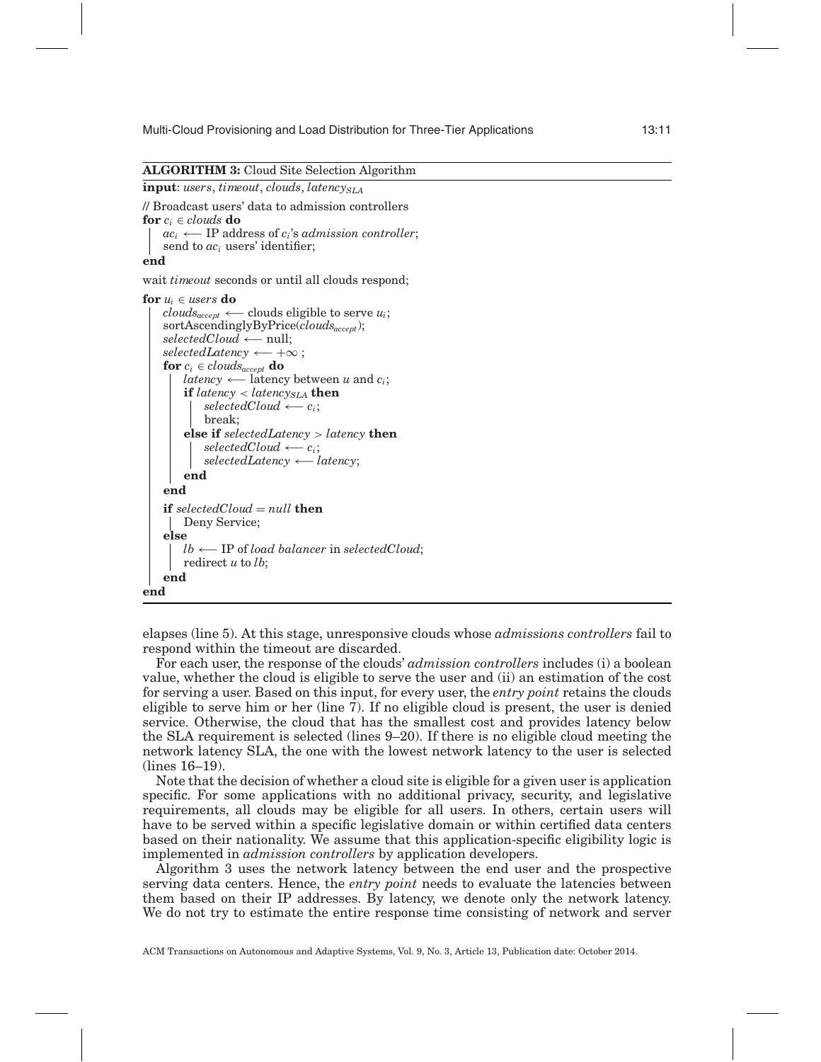**ALGORITHM 3:** Cloud Site Selection Algorithm

```
input: users, timeout, clouds, latency_SLA
// Broadcast users' data to admission controllers
for c_i ∈ clouds do
    ac_i ⟵ IP address of c_i's admission controller;
    send to ac_i users' identifier;
end
wait timeout seconds or until all clouds respond;
for u_i ∈ users do
    clouds_accept ⟵ clouds eligible to serve u_i;
    sortAscendinglyByPrice(clouds_accept);
    selectedCloud ⟵ null;
    selectedLatency ⟵ +∞ ;
    for c_i ∈ clouds_accept do
        latency ⟵ latency between u and c_i;
        if latency < latency_SLA then
            selectedCloud ⟵ c_i;
            break;
        else if selectedLatency > latency then
            selectedCloud ⟵ c_i;
            selectedLatency ⟵ latency;
        end
    end
    if selectedCloud = null then
        Deny Service;
    else
        lb ⟵ IP of load balancer in selectedCloud;
        redirect u to lb;
    end
end
```

elapses (line 5). At this stage, unresponsive clouds whose *admissions controllers* fail to respond within the timeout are discarded.

For each user, the response of the clouds' *admission controllers* includes (i) a boolean value, whether the cloud is eligible to serve the user and (ii) an estimation of the cost for serving a user. Based on this input, for every user, the *entry point* retains the clouds eligible to serve him or her (line 7). If no eligible cloud is present, the user is denied service. Otherwise, the cloud that has the smallest cost and provides latency below the SLA requirement is selected (lines 9–20). If there is no eligible cloud meeting the network latency SLA, the one with the lowest network latency to the user is selected (lines 16–19).

Note that the decision of whether a cloud site is eligible for a given user is application specific. For some applications with no additional privacy, security, and legislative requirements, all clouds may be eligible for all users. In others, certain users will have to be served within a specific legislative domain or within certified data centers based on their nationality. We assume that this application-specific eligibility logic is implemented in *admission controllers* by application developers.

Algorithm 3 uses the network latency between the end user and the prospective serving data centers. Hence, the *entry point* needs to evaluate the latencies between them based on their IP addresses. By latency, we denote only the network latency. We do not try to estimate the entire response time consisting of network and server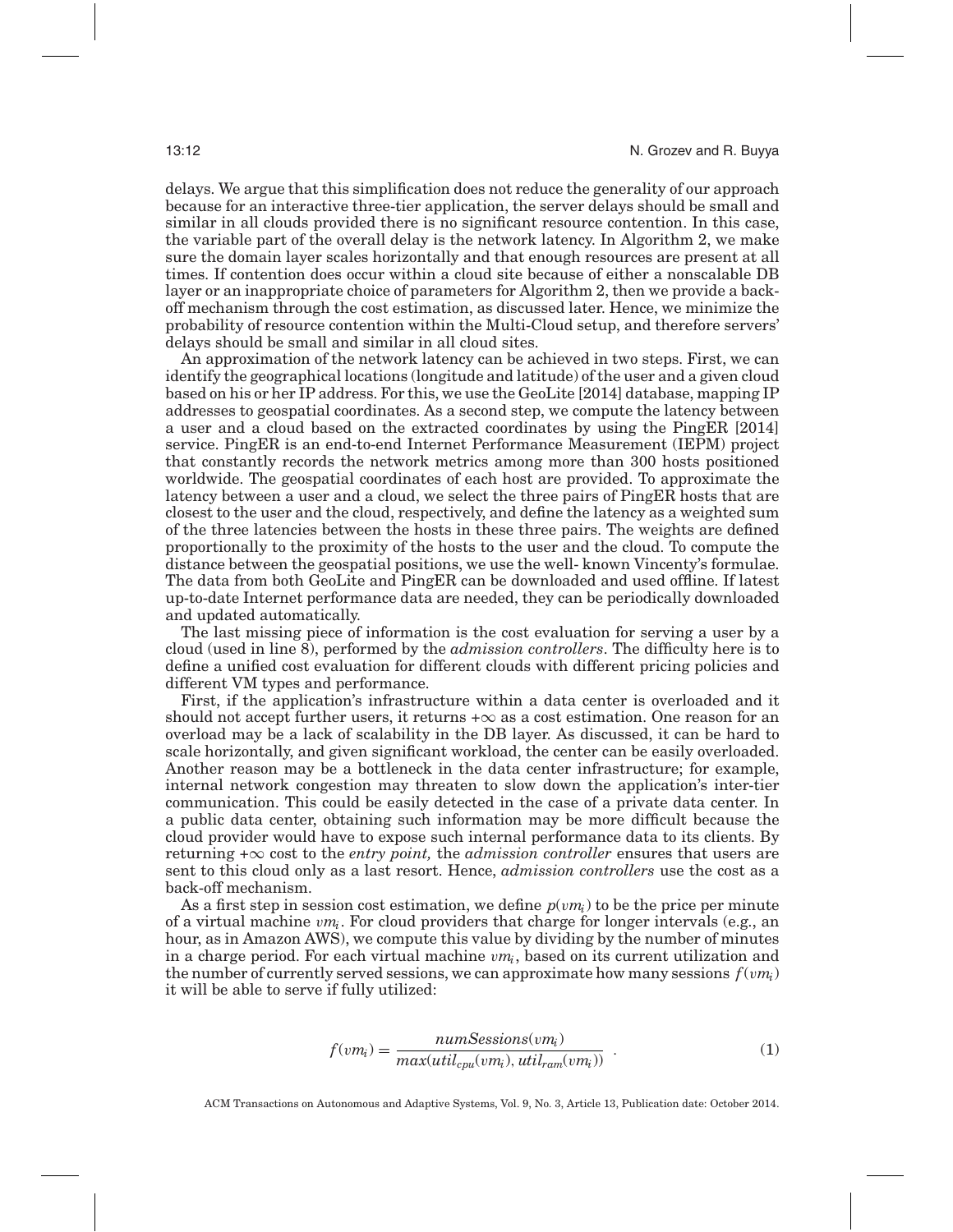delays. We argue that this simplification does not reduce the generality of our approach because for an interactive three-tier application, the server delays should be small and similar in all clouds provided there is no significant resource contention. In this case, the variable part of the overall delay is the network latency. In Algorithm 2, we make sure the domain layer scales horizontally and that enough resources are present at all times. If contention does occur within a cloud site because of either a nonscalable DB layer or an inappropriate choice of parameters for Algorithm 2, then we provide a back-off mechanism through the cost estimation, as discussed later. Hence, we minimize the probability of resource contention within the Multi-Cloud setup, and therefore servers' delays should be small and similar in all cloud sites.

An approximation of the network latency can be achieved in two steps. First, we can identify the geographical locations (longitude and latitude) of the user and a given cloud based on his or her IP address. For this, we use the GeoLite [2014] database, mapping IP addresses to geospatial coordinates. As a second step, we compute the latency between a user and a cloud based on the extracted coordinates by using the PingER [2014] service. PingER is an end-to-end Internet Performance Measurement (IEPM) project that constantly records the network metrics among more than 300 hosts positioned worldwide. The geospatial coordinates of each host are provided. To approximate the latency between a user and a cloud, we select the three pairs of PingER hosts that are closest to the user and the cloud, respectively, and define the latency as a weighted sum of the three latencies between the hosts in these three pairs. The weights are defined proportionally to the proximity of the hosts to the user and the cloud. To compute the distance between the geospatial positions, we use the well- known Vincenty's formulae. The data from both GeoLite and PingER can be downloaded and used offline. If latest up-to-date Internet performance data are needed, they can be periodically downloaded and updated automatically.

The last missing piece of information is the cost evaluation for serving a user by a cloud (used in line 8), performed by the *admission controllers*. The difficulty here is to define a unified cost evaluation for different clouds with different pricing policies and different VM types and performance.

First, if the application's infrastructure within a data center is overloaded and it should not accept further users, it returns $+\infty$ as a cost estimation. One reason for an overload may be a lack of scalability in the DB layer. As discussed, it can be hard to scale horizontally, and given significant workload, the center can be easily overloaded. Another reason may be a bottleneck in the data center infrastructure; for example, internal network congestion may threaten to slow down the application's inter-tier communication. This could be easily detected in the case of a private data center. In a public data center, obtaining such information may be more difficult because the cloud provider would have to expose such internal performance data to its clients. By returning $+\infty$ cost to the *entry point,* the *admission controller* ensures that users are sent to this cloud only as a last resort. Hence, *admission controllers* use the cost as a back-off mechanism.

As a first step in session cost estimation, we define $p(vm_i)$ to be the price per minute of a virtual machine $vm_i$. For cloud providers that charge for longer intervals (e.g., an hour, as in Amazon AWS), we compute this value by dividing by the number of minutes in a charge period. For each virtual machine $vm_i$, based on its current utilization and the number of currently served sessions, we can approximate how many sessions $f(vm_i)$ it will be able to serve if fully utilized:

$$f(vm_i) = \frac{numSessions(vm_i)}{max(util_{cpu}(vm_i), util_{ram}(vm_i))} \quad . \tag{1}$$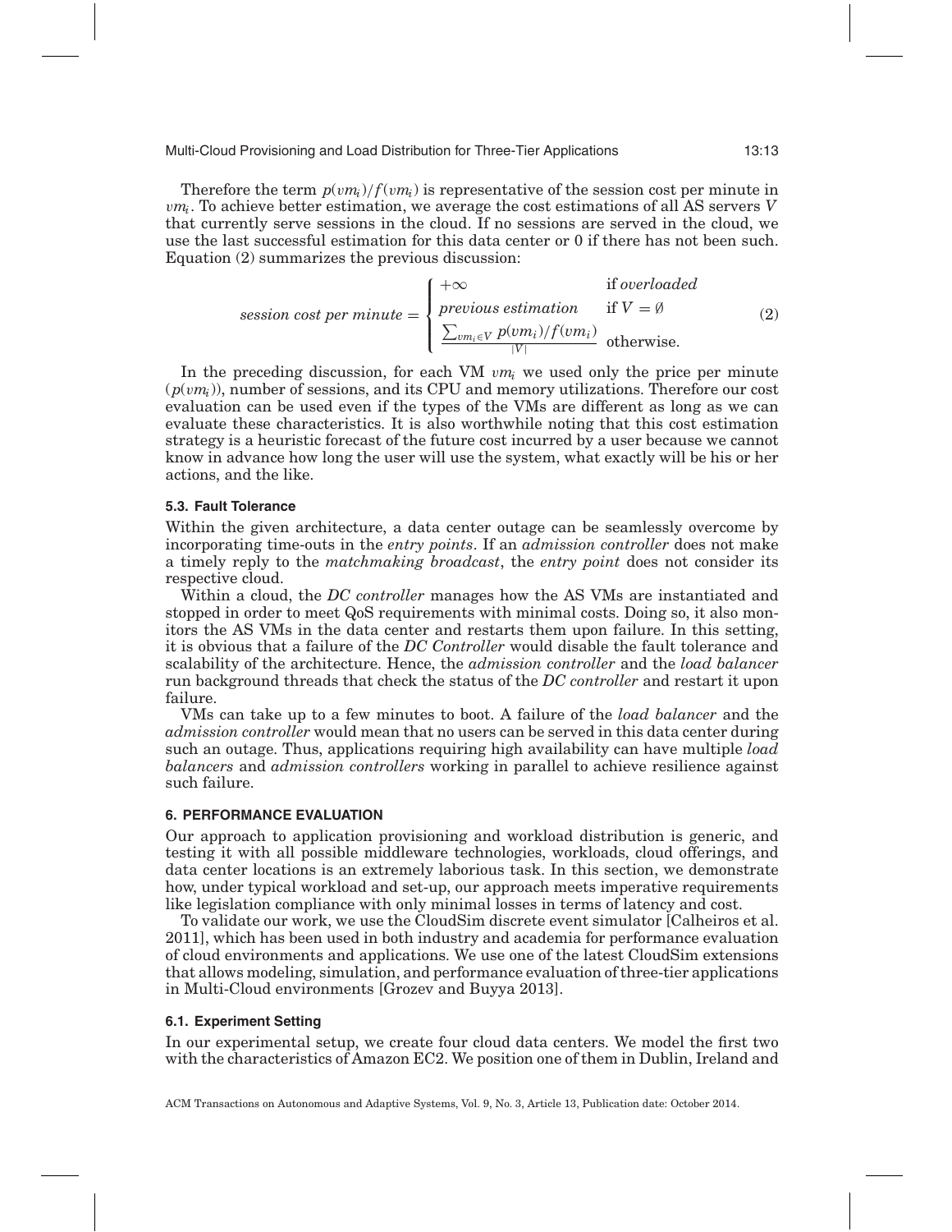Therefore the term $p(vm_i)/f(vm_i)$ is representative of the session cost per minute in $vm_i$. To achieve better estimation, we average the cost estimations of all AS servers $V$ that currently serve sessions in the cloud. If no sessions are served in the cloud, we use the last successful estimation for this data center or 0 if there has not been such. Equation (2) summarizes the previous discussion:

$$
\textit{session cost per minute} = \begin{cases} +\infty & \text{if } \textit{overloaded} \\ \textit{previous estimation} & \text{if } V = \emptyset \\ \frac{\sum_{vm_i \in V} p(vm_i)/f(vm_i)}{|V|} & \text{otherwise.} \end{cases} \tag{2}
$$

In the preceding discussion, for each VM $vm_i$ we used only the price per minute ($p(vm_i)$), number of sessions, and its CPU and memory utilizations. Therefore our cost evaluation can be used even if the types of the VMs are different as long as we can evaluate these characteristics. It is also worthwhile noting that this cost estimation strategy is a heuristic forecast of the future cost incurred by a user because we cannot know in advance how long the user will use the system, what exactly will be his or her actions, and the like.

### 5.3. Fault Tolerance

Within the given architecture, a data center outage can be seamlessly overcome by incorporating time-outs in the *entry points*. If an *admission controller* does not make a timely reply to the *matchmaking broadcast*, the *entry point* does not consider its respective cloud.

Within a cloud, the *DC controller* manages how the AS VMs are instantiated and stopped in order to meet QoS requirements with minimal costs. Doing so, it also monitors the AS VMs in the data center and restarts them upon failure. In this setting, it is obvious that a failure of the *DC Controller* would disable the fault tolerance and scalability of the architecture. Hence, the *admission controller* and the *load balancer* run background threads that check the status of the *DC controller* and restart it upon failure.

VMs can take up to a few minutes to boot. A failure of the *load balancer* and the *admission controller* would mean that no users can be served in this data center during such an outage. Thus, applications requiring high availability can have multiple *load balancers* and *admission controllers* working in parallel to achieve resilience against such failure.

## 6. PERFORMANCE EVALUATION

Our approach to application provisioning and workload distribution is generic, and testing it with all possible middleware technologies, workloads, cloud offerings, and data center locations is an extremely laborious task. In this section, we demonstrate how, under typical workload and set-up, our approach meets imperative requirements like legislation compliance with only minimal losses in terms of latency and cost.

To validate our work, we use the CloudSim discrete event simulator [Calheiros et al. 2011], which has been used in both industry and academia for performance evaluation of cloud environments and applications. We use one of the latest CloudSim extensions that allows modeling, simulation, and performance evaluation of three-tier applications in Multi-Cloud environments [Grozev and Buyya 2013].

### 6.1. Experiment Setting

In our experimental setup, we create four cloud data centers. We model the first two with the characteristics of Amazon EC2. We position one of them in Dublin, Ireland and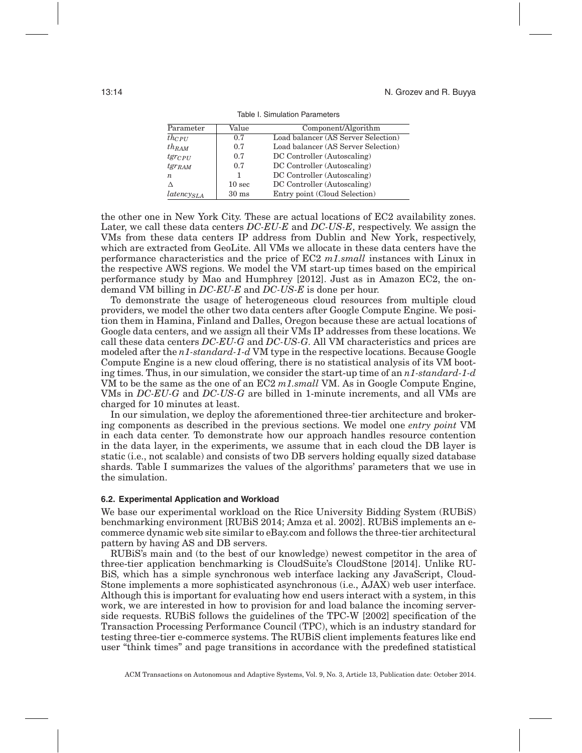Table I. Simulation Parameters

| Parameter | Value | Component/Algorithm |
|---|---|---|
| $th_{CPU}$ | 0.7 | Load balancer (AS Server Selection) |
| $th_{RAM}$ | 0.7 | Load balancer (AS Server Selection) |
| $tgr_{CPU}$ | 0.7 | DC Controller (Autoscaling) |
| $tgr_{RAM}$ | 0.7 | DC Controller (Autoscaling) |
| $n$ | 1 | DC Controller (Autoscaling) |
| $\Delta$ | 10 sec | DC Controller (Autoscaling) |
| $latency_{SLA}$ | 30 ms | Entry point (Cloud Selection) |

the other one in New York City. These are actual locations of EC2 availability zones. Later, we call these data centers *DC-EU-E* and *DC-US-E*, respectively. We assign the VMs from these data centers IP address from Dublin and New York, respectively, which are extracted from GeoLite. All VMs we allocate in these data centers have the performance characteristics and the price of EC2 *m1.small* instances with Linux in the respective AWS regions. We model the VM start-up times based on the empirical performance study by Mao and Humphrey [2012]. Just as in Amazon EC2, the on-demand VM billing in *DC-EU-E* and *DC-US-E* is done per hour.

To demonstrate the usage of heterogeneous cloud resources from multiple cloud providers, we model the other two data centers after Google Compute Engine. We position them in Hamina, Finland and Dalles, Oregon because these are actual locations of Google data centers, and we assign all their VMs IP addresses from these locations. We call these data centers *DC-EU-G* and *DC-US-G*. All VM characteristics and prices are modeled after the *n1-standard-1-d* VM type in the respective locations. Because Google Compute Engine is a new cloud offering, there is no statistical analysis of its VM booting times. Thus, in our simulation, we consider the start-up time of an *n1-standard-1-d* VM to be the same as the one of an EC2 *m1.small* VM. As in Google Compute Engine, VMs in *DC-EU-G* and *DC-US-G* are billed in 1-minute increments, and all VMs are charged for 10 minutes at least.

In our simulation, we deploy the aforementioned three-tier architecture and brokering components as described in the previous sections. We model one *entry point* VM in each data center. To demonstrate how our approach handles resource contention in the data layer, in the experiments, we assume that in each cloud the DB layer is static (i.e., not scalable) and consists of two DB servers holding equally sized database shards. Table I summarizes the values of the algorithms' parameters that we use in the simulation.

### 6.2. Experimental Application and Workload

We base our experimental workload on the Rice University Bidding System (RUBiS) benchmarking environment [RUBiS 2014; Amza et al. 2002]. RUBiS implements an e-commerce dynamic web site similar to eBay.com and follows the three-tier architectural pattern by having AS and DB servers.

RUBiS's main and (to the best of our knowledge) newest competitor in the area of three-tier application benchmarking is CloudSuite's CloudStone [2014]. Unlike RUBiS, which has a simple synchronous web interface lacking any JavaScript, CloudStone implements a more sophisticated asynchronous (i.e., AJAX) web user interface. Although this is important for evaluating how end users interact with a system, in this work, we are interested in how to provision for and load balance the incoming server-side requests. RUBiS follows the guidelines of the TPC-W [2002] specification of the Transaction Processing Performance Council (TPC), which is an industry standard for testing three-tier e-commerce systems. The RUBiS client implements features like end user "think times" and page transitions in accordance with the predefined statistical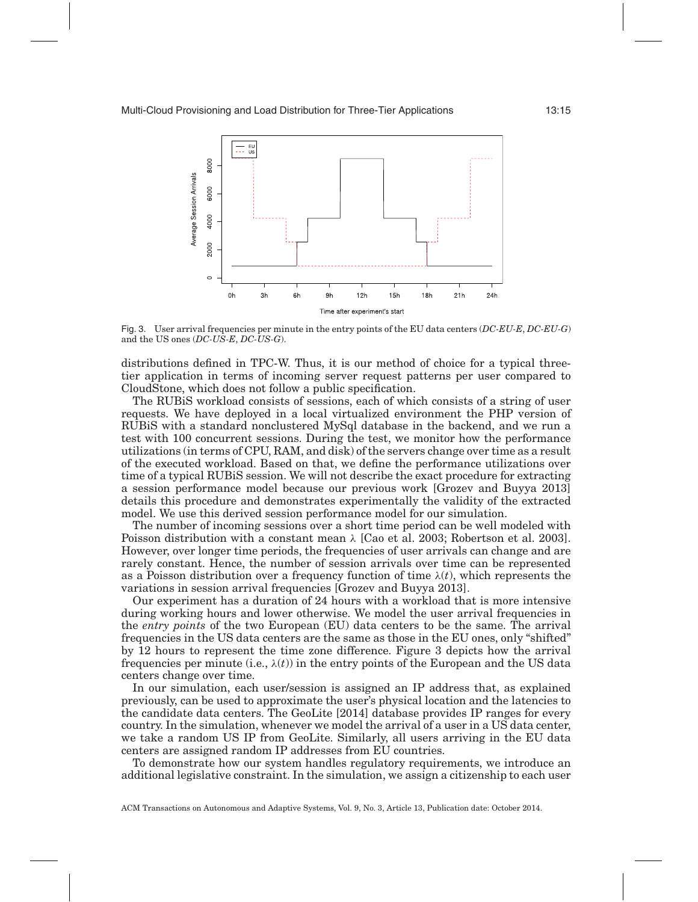Fig. 3. User arrival frequencies per minute in the entry points of the EU data centers (*DC-EU-E*, *DC-EU-G*) and the US ones (*DC-US-E*, *DC-US-G*).

distributions defined in TPC-W. Thus, it is our method of choice for a typical three-tier application in terms of incoming server request patterns per user compared to CloudStone, which does not follow a public specification.

The RUBiS workload consists of sessions, each of which consists of a string of user requests. We have deployed in a local virtualized environment the PHP version of RUBiS with a standard nonclustered MySql database in the backend, and we run a test with 100 concurrent sessions. During the test, we monitor how the performance utilizations (in terms of CPU, RAM, and disk) of the servers change over time as a result of the executed workload. Based on that, we define the performance utilizations over time of a typical RUBiS session. We will not describe the exact procedure for extracting a session performance model because our previous work [Grozev and Buyya 2013] details this procedure and demonstrates experimentally the validity of the extracted model. We use this derived session performance model for our simulation.

The number of incoming sessions over a short time period can be well modeled with Poisson distribution with a constant mean $\lambda$ [Cao et al. 2003; Robertson et al. 2003]. However, over longer time periods, the frequencies of user arrivals can change and are rarely constant. Hence, the number of session arrivals over time can be represented as a Poisson distribution over a frequency function of time $\lambda(t)$, which represents the variations in session arrival frequencies [Grozev and Buyya 2013].

Our experiment has a duration of 24 hours with a workload that is more intensive during working hours and lower otherwise. We model the user arrival frequencies in the *entry points* of the two European (EU) data centers to be the same. The arrival frequencies in the US data centers are the same as those in the EU ones, only "shifted" by 12 hours to represent the time zone difference. Figure 3 depicts how the arrival frequencies per minute (i.e., $\lambda(t)$) in the entry points of the European and the US data centers change over time.

In our simulation, each user/session is assigned an IP address that, as explained previously, can be used to approximate the user's physical location and the latencies to the candidate data centers. The GeoLite [2014] database provides IP ranges for every country. In the simulation, whenever we model the arrival of a user in a US data center, we take a random US IP from GeoLite. Similarly, all users arriving in the EU data centers are assigned random IP addresses from EU countries.

To demonstrate how our system handles regulatory requirements, we introduce an additional legislative constraint. In the simulation, we assign a citizenship to each user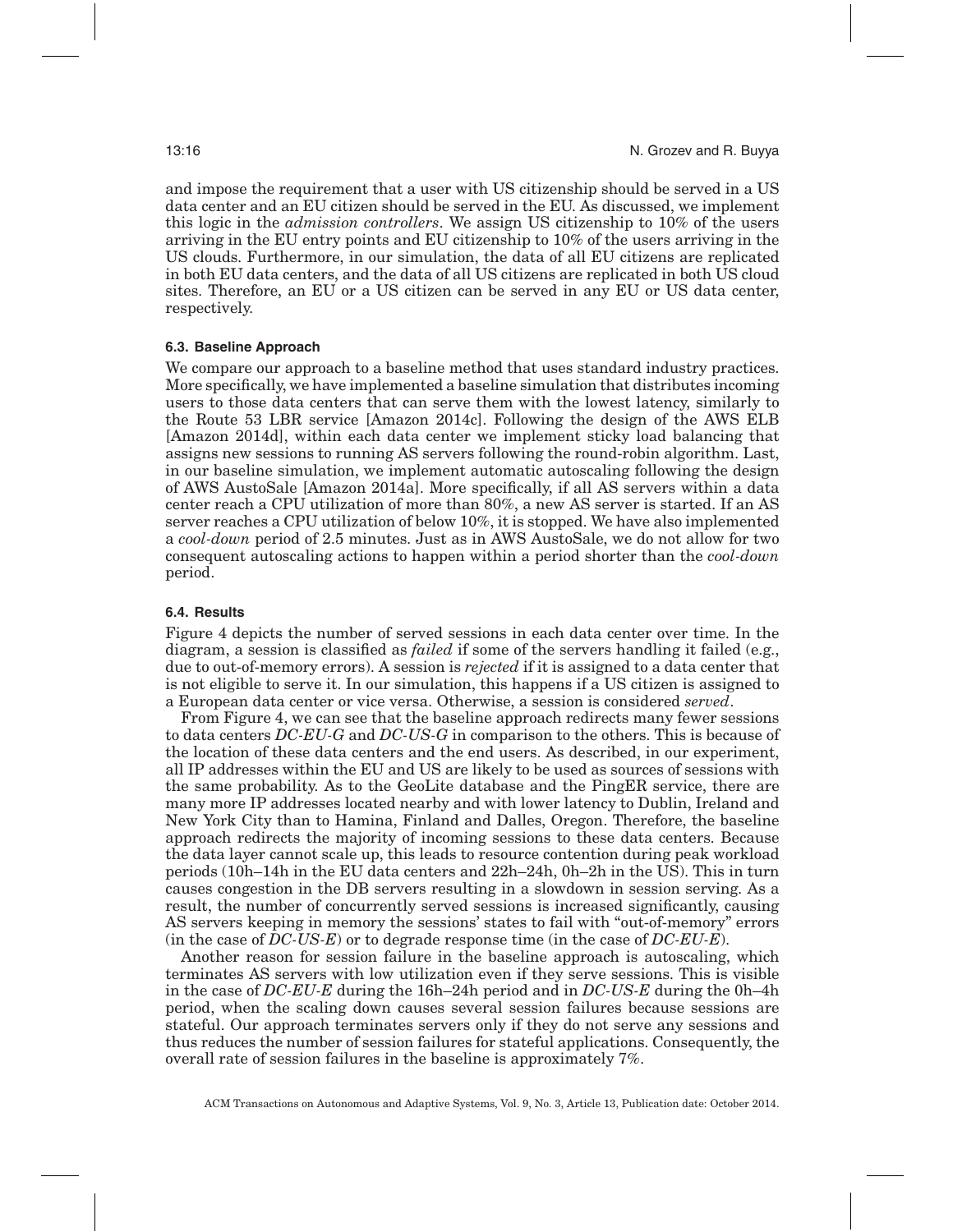and impose the requirement that a user with US citizenship should be served in a US data center and an EU citizen should be served in the EU. As discussed, we implement this logic in the *admission controllers*. We assign US citizenship to 10% of the users arriving in the EU entry points and EU citizenship to 10% of the users arriving in the US clouds. Furthermore, in our simulation, the data of all EU citizens are replicated in both EU data centers, and the data of all US citizens are replicated in both US cloud sites. Therefore, an EU or a US citizen can be served in any EU or US data center, respectively.

### 6.3. Baseline Approach

We compare our approach to a baseline method that uses standard industry practices. More specifically, we have implemented a baseline simulation that distributes incoming users to those data centers that can serve them with the lowest latency, similarly to the Route 53 LBR service [Amazon 2014c]. Following the design of the AWS ELB [Amazon 2014d], within each data center we implement sticky load balancing that assigns new sessions to running AS servers following the round-robin algorithm. Last, in our baseline simulation, we implement automatic autoscaling following the design of AWS AustoSale [Amazon 2014a]. More specifically, if all AS servers within a data center reach a CPU utilization of more than 80%, a new AS server is started. If an AS server reaches a CPU utilization of below 10%, it is stopped. We have also implemented a *cool-down* period of 2.5 minutes. Just as in AWS AustoSale, we do not allow for two consequent autoscaling actions to happen within a period shorter than the *cool-down* period.

### 6.4. Results

Figure 4 depicts the number of served sessions in each data center over time. In the diagram, a session is classified as *failed* if some of the servers handling it failed (e.g., due to out-of-memory errors). A session is *rejected* if it is assigned to a data center that is not eligible to serve it. In our simulation, this happens if a US citizen is assigned to a European data center or vice versa. Otherwise, a session is considered *served*.

From Figure 4, we can see that the baseline approach redirects many fewer sessions to data centers *DC-EU-G* and *DC-US-G* in comparison to the others. This is because of the location of these data centers and the end users. As described, in our experiment, all IP addresses within the EU and US are likely to be used as sources of sessions with the same probability. As to the GeoLite database and the PingER service, there are many more IP addresses located nearby and with lower latency to Dublin, Ireland and New York City than to Hamina, Finland and Dalles, Oregon. Therefore, the baseline approach redirects the majority of incoming sessions to these data centers. Because the data layer cannot scale up, this leads to resource contention during peak workload periods (10h–14h in the EU data centers and 22h–24h, 0h–2h in the US). This in turn causes congestion in the DB servers resulting in a slowdown in session serving. As a result, the number of concurrently served sessions is increased significantly, causing AS servers keeping in memory the sessions' states to fail with "out-of-memory" errors (in the case of *DC-US-E*) or to degrade response time (in the case of *DC-EU-E*).

Another reason for session failure in the baseline approach is autoscaling, which terminates AS servers with low utilization even if they serve sessions. This is visible in the case of *DC-EU-E* during the 16h–24h period and in *DC-US-E* during the 0h–4h period, when the scaling down causes several session failures because sessions are stateful. Our approach terminates servers only if they do not serve any sessions and thus reduces the number of session failures for stateful applications. Consequently, the overall rate of session failures in the baseline is approximately 7%.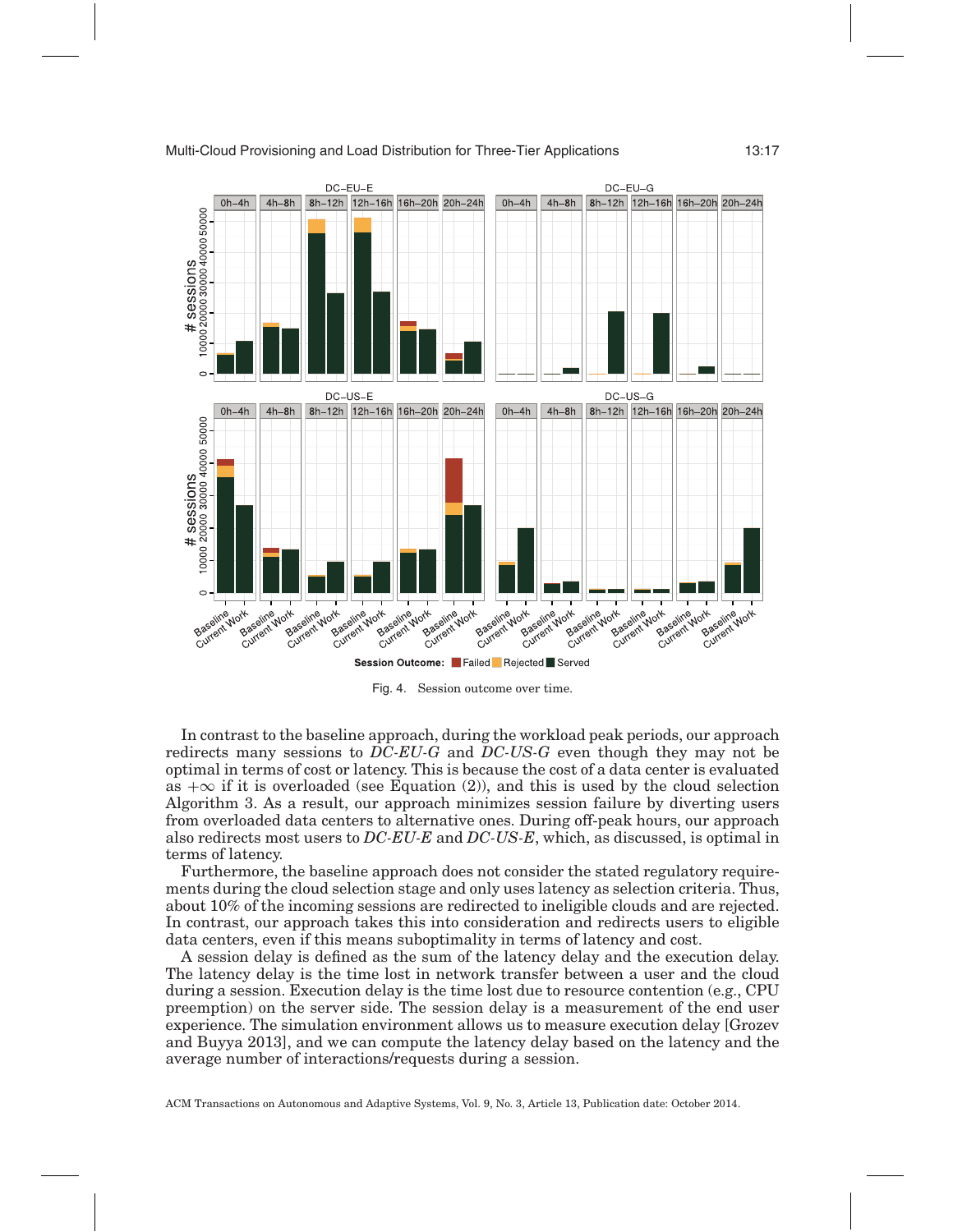Fig. 4. Session outcome over time.

In contrast to the baseline approach, during the workload peak periods, our approach redirects many sessions to *DC-EU-G* and *DC-US-G* even though they may not be optimal in terms of cost or latency. This is because the cost of a data center is evaluated as $+\infty$ if it is overloaded (see Equation (2)), and this is used by the cloud selection Algorithm 3. As a result, our approach minimizes session failure by diverting users from overloaded data centers to alternative ones. During off-peak hours, our approach also redirects most users to *DC-EU-E* and *DC-US-E*, which, as discussed, is optimal in terms of latency.

Furthermore, the baseline approach does not consider the stated regulatory requirements during the cloud selection stage and only uses latency as selection criteria. Thus, about 10% of the incoming sessions are redirected to ineligible clouds and are rejected. In contrast, our approach takes this into consideration and redirects users to eligible data centers, even if this means suboptimality in terms of latency and cost.

A session delay is defined as the sum of the latency delay and the execution delay. The latency delay is the time lost in network transfer between a user and the cloud during a session. Execution delay is the time lost due to resource contention (e.g., CPU preemption) on the server side. The session delay is a measurement of the end user experience. The simulation environment allows us to measure execution delay [Grozev and Buyya 2013], and we can compute the latency delay based on the latency and the average number of interactions/requests during a session.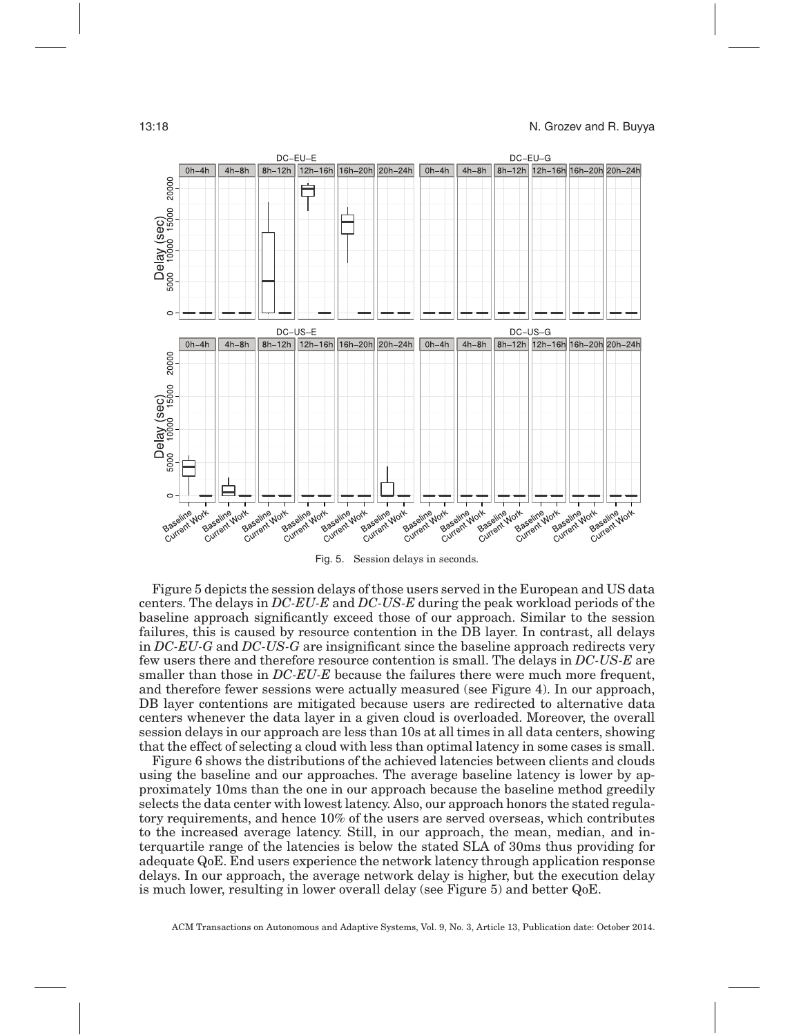Fig. 5. Session delays in seconds.

Figure 5 depicts the session delays of those users served in the European and US data centers. The delays in *DC-EU-E* and *DC-US-E* during the peak workload periods of the baseline approach significantly exceed those of our approach. Similar to the session failures, this is caused by resource contention in the DB layer. In contrast, all delays in *DC-EU-G* and *DC-US-G* are insignificant since the baseline approach redirects very few users there and therefore resource contention is small. The delays in *DC-US-E* are smaller than those in *DC-EU-E* because the failures there were much more frequent, and therefore fewer sessions were actually measured (see Figure 4). In our approach, DB layer contentions are mitigated because users are redirected to alternative data centers whenever the data layer in a given cloud is overloaded. Moreover, the overall session delays in our approach are less than 10s at all times in all data centers, showing that the effect of selecting a cloud with less than optimal latency in some cases is small.

Figure 6 shows the distributions of the achieved latencies between clients and clouds using the baseline and our approaches. The average baseline latency is lower by approximately 10ms than the one in our approach because the baseline method greedily selects the data center with lowest latency. Also, our approach honors the stated regulatory requirements, and hence 10% of the users are served overseas, which contributes to the increased average latency. Still, in our approach, the mean, median, and interquartile range of the latencies is below the stated SLA of 30ms thus providing for adequate QoE. End users experience the network latency through application response delays. In our approach, the average network delay is higher, but the execution delay is much lower, resulting in lower overall delay (see Figure 5) and better QoE.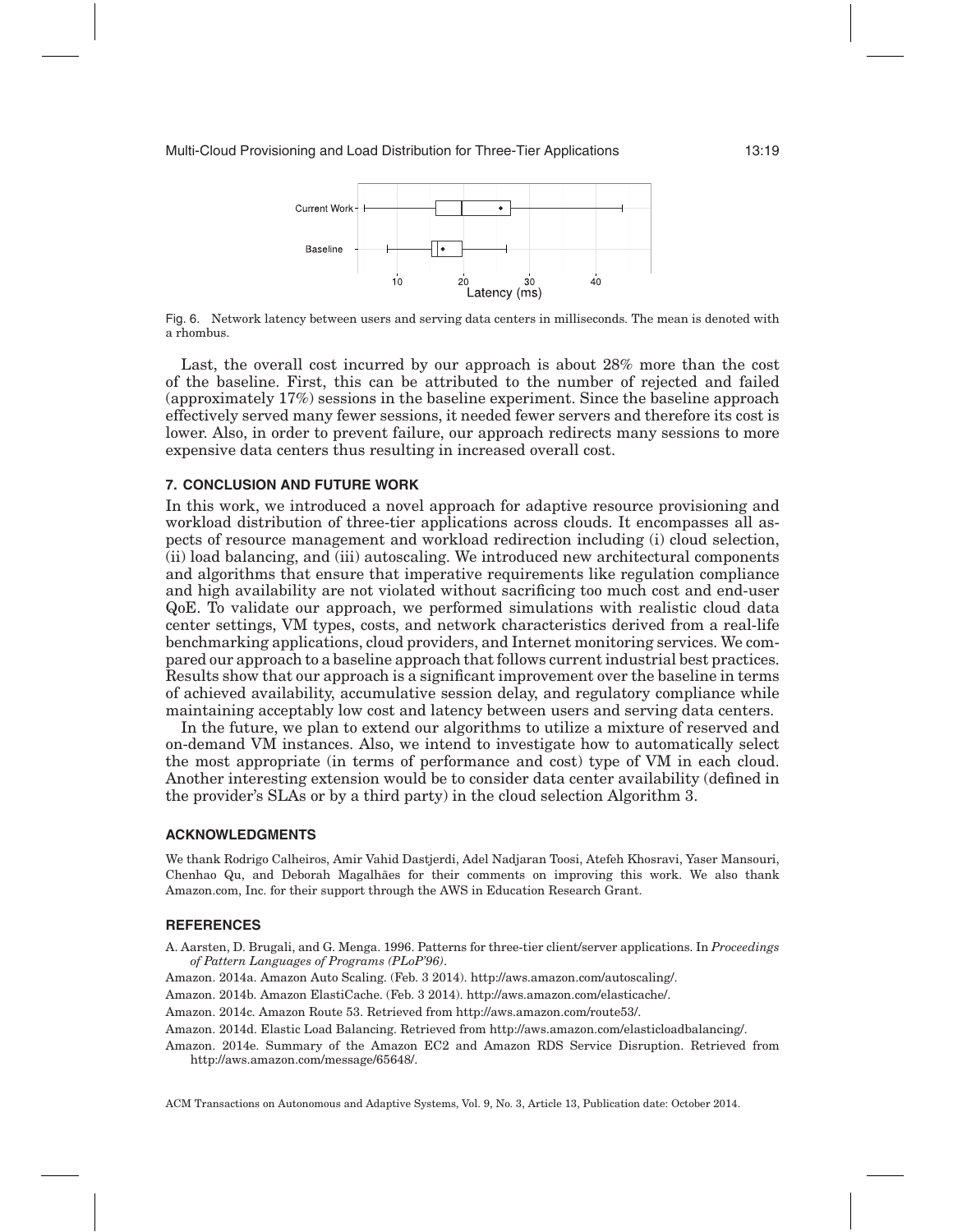Current Work
Baseline
10
20
30
40
Latency (ms)

Fig. 6. Network latency between users and serving data centers in milliseconds. The mean is denoted with a rhombus.

Last, the overall cost incurred by our approach is about 28% more than the cost of the baseline. First, this can be attributed to the number of rejected and failed (approximately 17%) sessions in the baseline experiment. Since the baseline approach effectively served many fewer sessions, it needed fewer servers and therefore its cost is lower. Also, in order to prevent failure, our approach redirects many sessions to more expensive data centers thus resulting in increased overall cost.

## 7. CONCLUSION AND FUTURE WORK

In this work, we introduced a novel approach for adaptive resource provisioning and workload distribution of three-tier applications across clouds. It encompasses all aspects of resource management and workload redirection including (i) cloud selection, (ii) load balancing, and (iii) autoscaling. We introduced new architectural components and algorithms that ensure that imperative requirements like regulation compliance and high availability are not violated without sacrificing too much cost and end-user QoE. To validate our approach, we performed simulations with realistic cloud data center settings, VM types, costs, and network characteristics derived from a real-life benchmarking applications, cloud providers, and Internet monitoring services. We compared our approach to a baseline approach that follows current industrial best practices. Results show that our approach is a significant improvement over the baseline in terms of achieved availability, accumulative session delay, and regulatory compliance while maintaining acceptably low cost and latency between users and serving data centers.

In the future, we plan to extend our algorithms to utilize a mixture of reserved and on-demand VM instances. Also, we intend to investigate how to automatically select the most appropriate (in terms of performance and cost) type of VM in each cloud. Another interesting extension would be to consider data center availability (defined in the provider's SLAs or by a third party) in the cloud selection Algorithm 3.

## ACKNOWLEDGMENTS

We thank Rodrigo Calheiros, Amir Vahid Dastjerdi, Adel Nadjaran Toosi, Atefeh Khosravi, Yaser Mansouri, Chenhao Qu, and Deborah Magalhães for their comments on improving this work. We also thank Amazon.com, Inc. for their support through the AWS in Education Research Grant.

## REFERENCES

A. Aarsten, D. Brugali, and G. Menga. 1996. Patterns for three-tier client/server applications. In *Proceedings of Pattern Languages of Programs (PLoP'96)*.

Amazon. 2014a. Amazon Auto Scaling. (Feb. 3 2014). http://aws.amazon.com/autoscaling/.

Amazon. 2014b. Amazon ElastiCache. (Feb. 3 2014). http://aws.amazon.com/elasticache/.

Amazon. 2014c. Amazon Route 53. Retrieved from http://aws.amazon.com/route53/.

Amazon. 2014d. Elastic Load Balancing. Retrieved from http://aws.amazon.com/elasticloadbalancing/.

Amazon. 2014e. Summary of the Amazon EC2 and Amazon RDS Service Disruption. Retrieved from http://aws.amazon.com/message/65648/.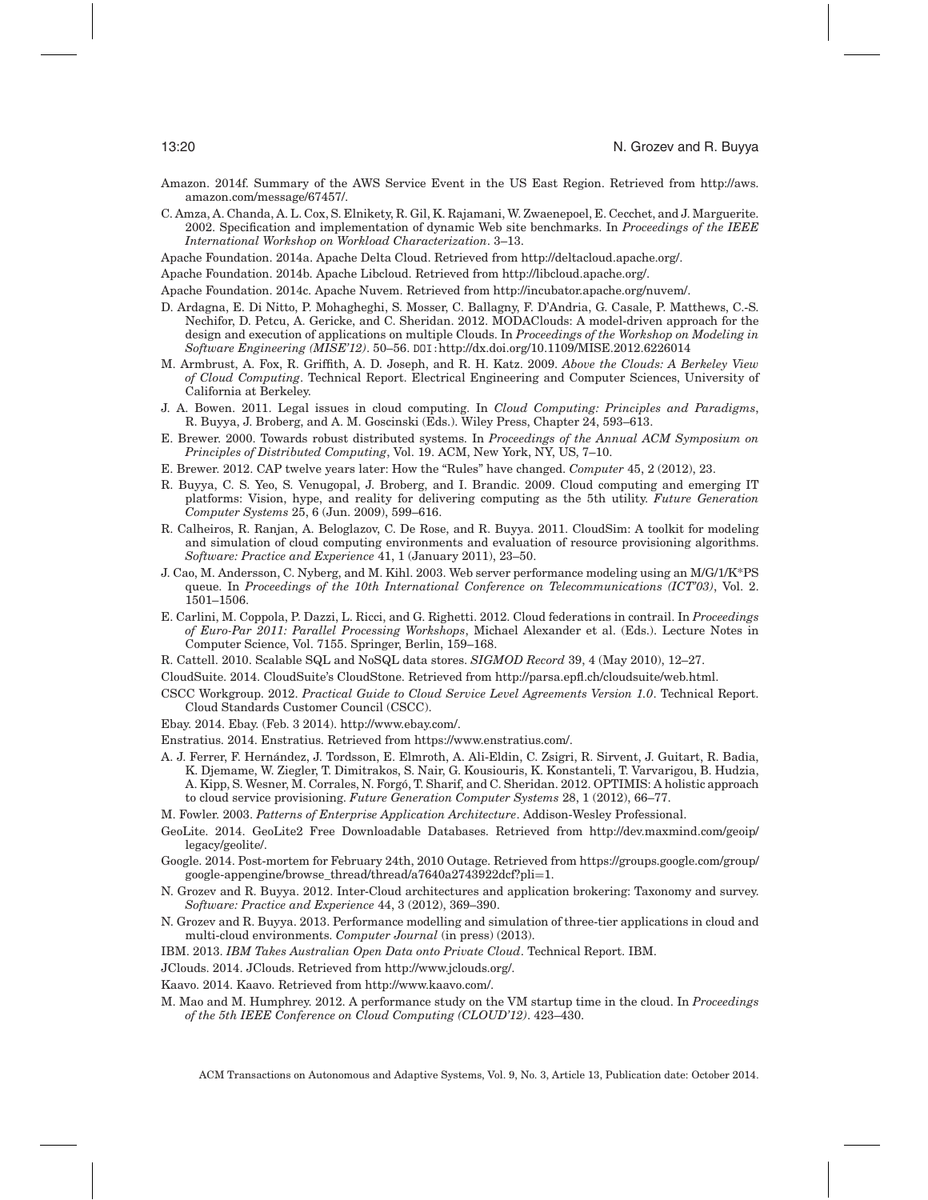Amazon. 2014f. Summary of the AWS Service Event in the US East Region. Retrieved from http://aws.amazon.com/message/67457/.

C. Amza, A. Chanda, A. L. Cox, S. Elnikety, R. Gil, K. Rajamani, W. Zwaenepoel, E. Cecchet, and J. Marguerite. 2002. Specification and implementation of dynamic Web site benchmarks. In *Proceedings of the IEEE International Workshop on Workload Characterization*. 3–13.

Apache Foundation. 2014a. Apache Delta Cloud. Retrieved from http://deltacloud.apache.org/.

Apache Foundation. 2014b. Apache Libcloud. Retrieved from http://libcloud.apache.org/.

Apache Foundation. 2014c. Apache Nuvem. Retrieved from http://incubator.apache.org/nuvem/.

D. Ardagna, E. Di Nitto, P. Mohagheghi, S. Mosser, C. Ballagny, F. D'Andria, G. Casale, P. Matthews, C.-S. Nechifor, D. Petcu, A. Gericke, and C. Sheridan. 2012. MODAClouds: A model-driven approach for the design and execution of applications on multiple Clouds. In *Proceedings of the Workshop on Modeling in Software Engineering (MISE'12)*. 50–56. DOI:http://dx.doi.org/10.1109/MISE.2012.6226014

M. Armbrust, A. Fox, R. Griffith, A. D. Joseph, and R. H. Katz. 2009. *Above the Clouds: A Berkeley View of Cloud Computing*. Technical Report. Electrical Engineering and Computer Sciences, University of California at Berkeley.

J. A. Bowen. 2011. Legal issues in cloud computing. In *Cloud Computing: Principles and Paradigms*, R. Buyya, J. Broberg, and A. M. Goscinski (Eds.). Wiley Press, Chapter 24, 593–613.

E. Brewer. 2000. Towards robust distributed systems. In *Proceedings of the Annual ACM Symposium on Principles of Distributed Computing*, Vol. 19. ACM, New York, NY, US, 7–10.

E. Brewer. 2012. CAP twelve years later: How the "Rules" have changed. *Computer* 45, 2 (2012), 23.

R. Buyya, C. S. Yeo, S. Venugopal, J. Broberg, and I. Brandic. 2009. Cloud computing and emerging IT platforms: Vision, hype, and reality for delivering computing as the 5th utility. *Future Generation Computer Systems* 25, 6 (Jun. 2009), 599–616.

R. Calheiros, R. Ranjan, A. Beloglazov, C. De Rose, and R. Buyya. 2011. CloudSim: A toolkit for modeling and simulation of cloud computing environments and evaluation of resource provisioning algorithms. *Software: Practice and Experience* 41, 1 (January 2011), 23–50.

J. Cao, M. Andersson, C. Nyberg, and M. Kihl. 2003. Web server performance modeling using an M/G/1/K*PS queue. In *Proceedings of the 10th International Conference on Telecommunications (ICT'03)*, Vol. 2. 1501–1506.

E. Carlini, M. Coppola, P. Dazzi, L. Ricci, and G. Righetti. 2012. Cloud federations in contrail. In *Proceedings of Euro-Par 2011: Parallel Processing Workshops*, Michael Alexander et al. (Eds.). Lecture Notes in Computer Science, Vol. 7155. Springer, Berlin, 159–168.

R. Cattell. 2010. Scalable SQL and NoSQL data stores. *SIGMOD Record* 39, 4 (May 2010), 12–27.

CloudSuite. 2014. CloudSuite's CloudStone. Retrieved from http://parsa.epfl.ch/cloudsuite/web.html.

CSCC Workgroup. 2012. *Practical Guide to Cloud Service Level Agreements Version 1.0*. Technical Report. Cloud Standards Customer Council (CSCC).

Ebay. 2014. Ebay. (Feb. 3 2014). http://www.ebay.com/.

Enstratius. 2014. Enstratius. Retrieved from https://www.enstratius.com/.

A. J. Ferrer, F. Hernández, J. Tordsson, E. Elmroth, A. Ali-Eldin, C. Zsigri, R. Sirvent, J. Guitart, R. Badia, K. Djemame, W. Ziegler, T. Dimitrakos, S. Nair, G. Kousiouris, K. Konstanteli, T. Varvarigou, B. Hudzia, A. Kipp, S. Wesner, M. Corrales, N. Forgó, T. Sharif, and C. Sheridan. 2012. OPTIMIS: A holistic approach to cloud service provisioning. *Future Generation Computer Systems* 28, 1 (2012), 66–77.

M. Fowler. 2003. *Patterns of Enterprise Application Architecture*. Addison-Wesley Professional.

GeoLite. 2014. GeoLite2 Free Downloadable Databases. Retrieved from http://dev.maxmind.com/geoip/legacy/geolite/.

Google. 2014. Post-mortem for February 24th, 2010 Outage. Retrieved from https://groups.google.com/group/google-appengine/browse_thread/thread/a7640a2743922dcf?pli=1.

N. Grozev and R. Buyya. 2012. Inter-Cloud architectures and application brokering: Taxonomy and survey. *Software: Practice and Experience* 44, 3 (2012), 369–390.

N. Grozev and R. Buyya. 2013. Performance modelling and simulation of three-tier applications in cloud and multi-cloud environments. *Computer Journal* (in press) (2013).

IBM. 2013. *IBM Takes Australian Open Data onto Private Cloud*. Technical Report. IBM.

JClouds. 2014. JClouds. Retrieved from http://www.jclouds.org/.

Kaavo. 2014. Kaavo. Retrieved from http://www.kaavo.com/.

M. Mao and M. Humphrey. 2012. A performance study on the VM startup time in the cloud. In *Proceedings of the 5th IEEE Conference on Cloud Computing (CLOUD'12)*. 423–430.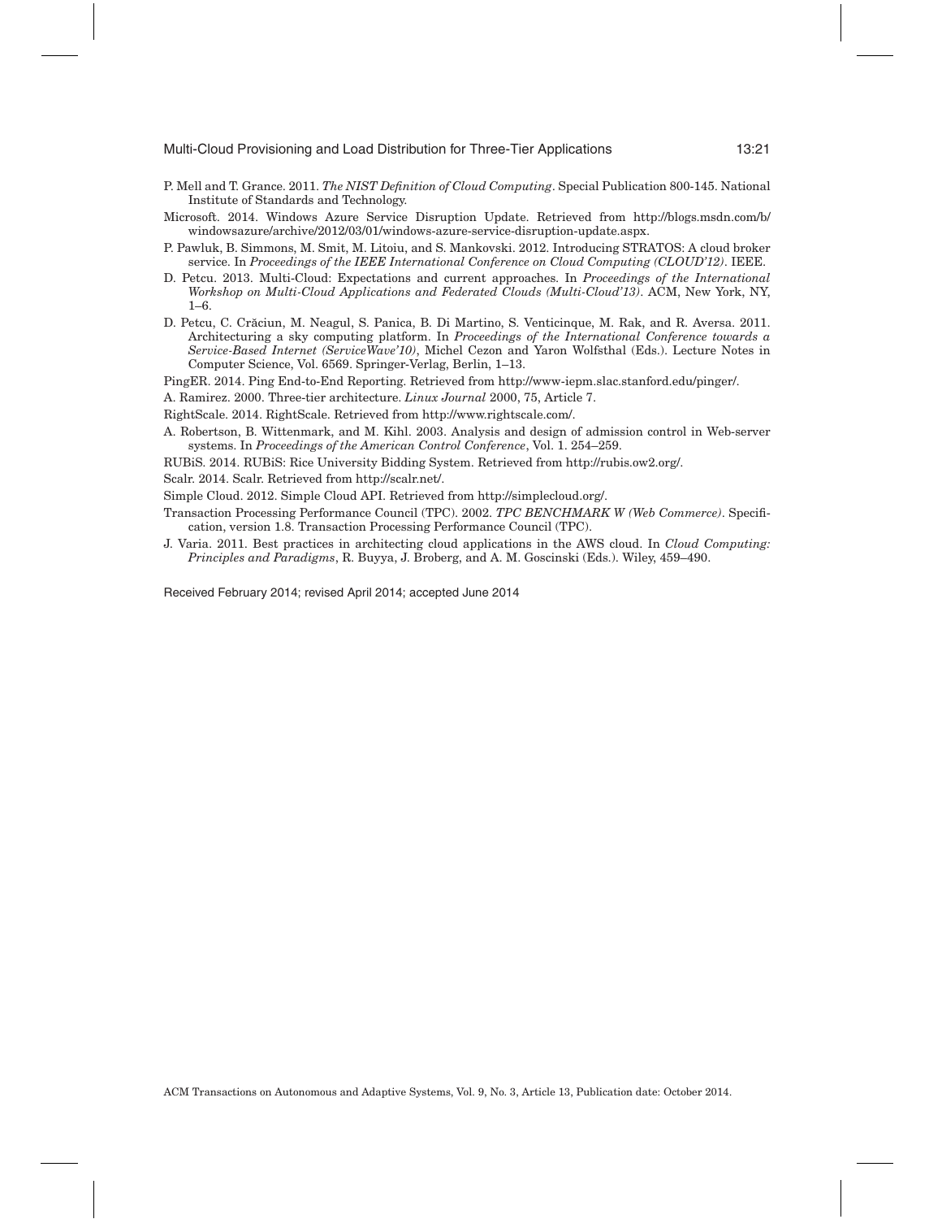P. Mell and T. Grance. 2011. *The NIST Definition of Cloud Computing*. Special Publication 800-145. National Institute of Standards and Technology.

Microsoft. 2014. Windows Azure Service Disruption Update. Retrieved from http://blogs.msdn.com/b/windowsazure/archive/2012/03/01/windows-azure-service-disruption-update.aspx.

P. Pawluk, B. Simmons, M. Smit, M. Litoiu, and S. Mankovski. 2012. Introducing STRATOS: A cloud broker service. In *Proceedings of the IEEE International Conference on Cloud Computing (CLOUD'12)*. IEEE.

D. Petcu. 2013. Multi-Cloud: Expectations and current approaches. In *Proceedings of the International Workshop on Multi-Cloud Applications and Federated Clouds (Multi-Cloud'13)*. ACM, New York, NY, 1–6.

D. Petcu, C. Crăciun, M. Neagul, S. Panica, B. Di Martino, S. Venticinque, M. Rak, and R. Aversa. 2011. Architecturing a sky computing platform. In *Proceedings of the International Conference towards a Service-Based Internet (ServiceWave'10)*, Michel Cezon and Yaron Wolfsthal (Eds.). Lecture Notes in Computer Science, Vol. 6569. Springer-Verlag, Berlin, 1–13.

PingER. 2014. Ping End-to-End Reporting. Retrieved from http://www-iepm.slac.stanford.edu/pinger/.

A. Ramirez. 2000. Three-tier architecture. *Linux Journal* 2000, 75, Article 7.

RightScale. 2014. RightScale. Retrieved from http://www.rightscale.com/.

A. Robertson, B. Wittenmark, and M. Kihl. 2003. Analysis and design of admission control in Web-server systems. In *Proceedings of the American Control Conference*, Vol. 1. 254–259.

RUBiS. 2014. RUBiS: Rice University Bidding System. Retrieved from http://rubis.ow2.org/.

Scalr. 2014. Scalr. Retrieved from http://scalr.net/.

Simple Cloud. 2012. Simple Cloud API. Retrieved from http://simplecloud.org/.

Transaction Processing Performance Council (TPC). 2002. *TPC BENCHMARK W (Web Commerce)*. Specification, version 1.8. Transaction Processing Performance Council (TPC).

J. Varia. 2011. Best practices in architecting cloud applications in the AWS cloud. In *Cloud Computing: Principles and Paradigms*, R. Buyya, J. Broberg, and A. M. Goscinski (Eds.). Wiley, 459–490.

Received February 2014; revised April 2014; accepted June 2014